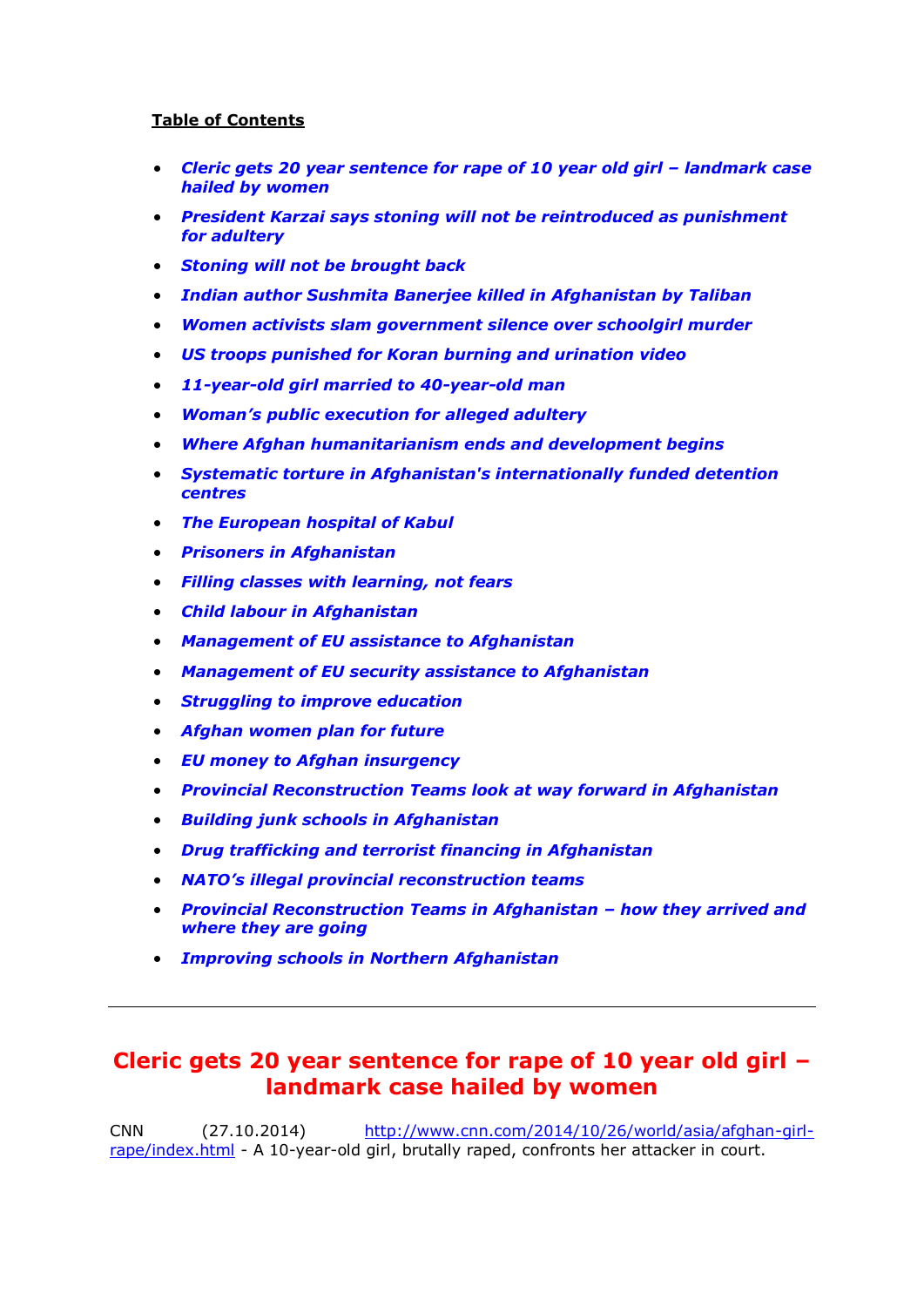**Table of Contents**

- *Cleric gets 20 year sentence for rape of 10 year old girl – landmark case hailed by women*
- *President Karzai says stoning will not be reintroduced as punishment for adultery*
- *Stoning will not be brought back*
- *Indian author Sushmita Banerjee killed in Afghanistan by Taliban*
- *Women activists slam government silence over schoolgirl murder*
- *US troops punished for Koran burning and urination video*
- *11-year-old girl married to 40-year-old man*
- *Woman's public execution for alleged adultery*
- *Where Afghan humanitarianism ends and development begins*
- *Systematic torture in Afghanistan's internationally funded detention centres*
- *The European hospital of Kabul*
- *Prisoners in Afghanistan*
- *Filling classes with learning, not fears*
- *Child labour in Afghanistan*
- *Management of EU assistance to Afghanistan*
- *Management of EU security assistance to Afghanistan*
- *Struggling to improve education*
- *Afghan women plan for future*
- *EU money to Afghan insurgency*
- *Provincial Reconstruction Teams look at way forward in Afghanistan*
- *Building junk schools in Afghanistan*
- *Drug trafficking and terrorist financing in Afghanistan*
- *NATO's illegal provincial reconstruction teams*
- *Provincial Reconstruction Teams in Afghanistan – how they arrived and where they are going*
- *Improving schools in Northern Afghanistan*

---

## Cleric gets 20 year sentence for rape of 10 year old girl – landmark case hailed by women

CNN (27.10.2014) http://www.cnn.com/2014/10/26/world/asia/afghan-girl-rape/index.html - A 10-year-old girl, brutally raped, confronts her attacker in court.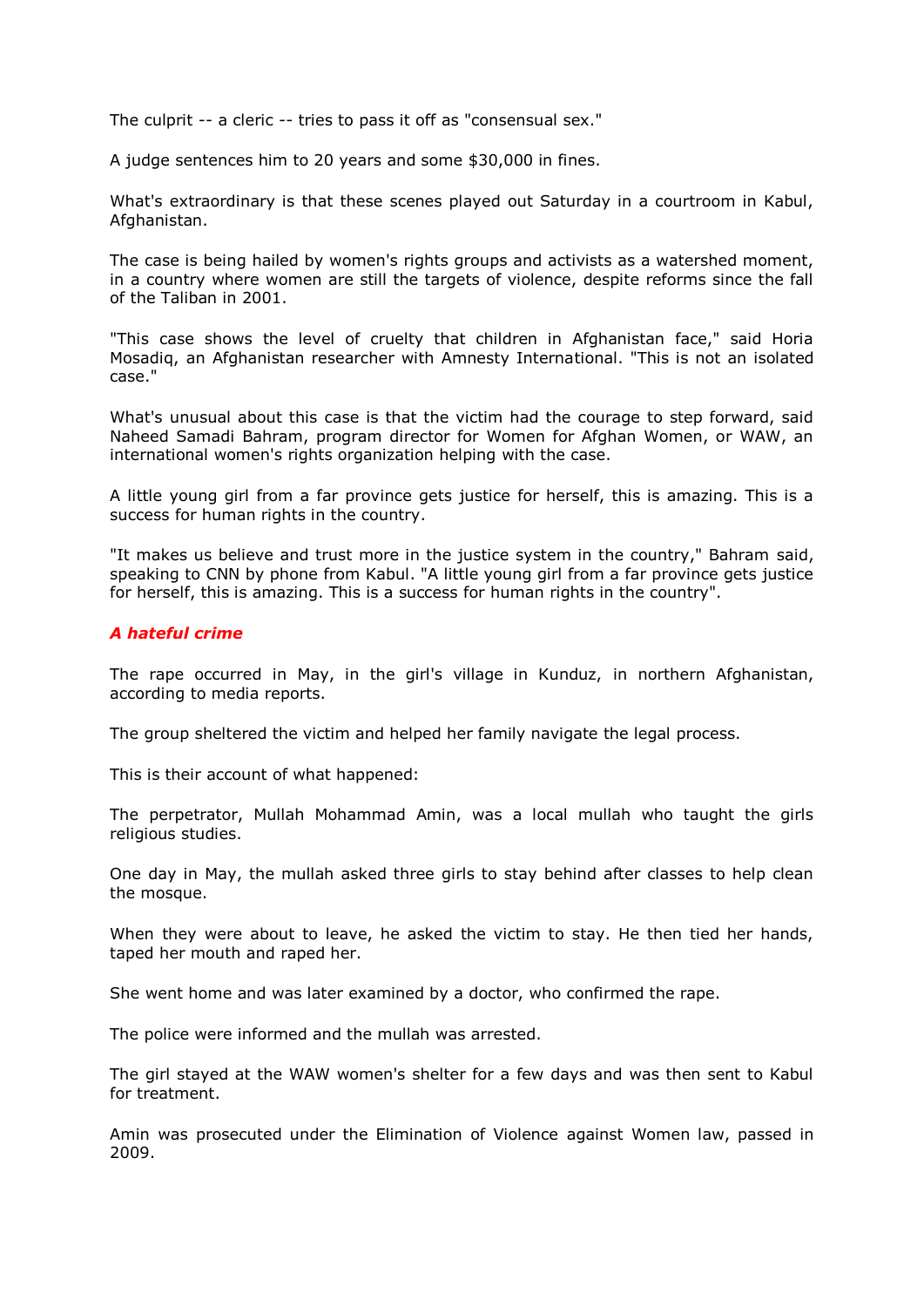The culprit -- a cleric -- tries to pass it off as "consensual sex."

A judge sentences him to 20 years and some $30,000 in fines.

What's extraordinary is that these scenes played out Saturday in a courtroom in Kabul, Afghanistan.

The case is being hailed by women's rights groups and activists as a watershed moment, in a country where women are still the targets of violence, despite reforms since the fall of the Taliban in 2001.

"This case shows the level of cruelty that children in Afghanistan face," said Horia Mosadiq, an Afghanistan researcher with Amnesty International. "This is not an isolated case."

What's unusual about this case is that the victim had the courage to step forward, said Naheed Samadi Bahram, program director for Women for Afghan Women, or WAW, an international women's rights organization helping with the case.

A little young girl from a far province gets justice for herself, this is amazing. This is a success for human rights in the country.

"It makes us believe and trust more in the justice system in the country," Bahram said, speaking to CNN by phone from Kabul. "A little young girl from a far province gets justice for herself, this is amazing. This is a success for human rights in the country".

### ***A hateful crime***

The rape occurred in May, in the girl's village in Kunduz, in northern Afghanistan, according to media reports.

The group sheltered the victim and helped her family navigate the legal process.

This is their account of what happened:

The perpetrator, Mullah Mohammad Amin, was a local mullah who taught the girls religious studies.

One day in May, the mullah asked three girls to stay behind after classes to help clean the mosque.

When they were about to leave, he asked the victim to stay. He then tied her hands, taped her mouth and raped her.

She went home and was later examined by a doctor, who confirmed the rape.

The police were informed and the mullah was arrested.

The girl stayed at the WAW women's shelter for a few days and was then sent to Kabul for treatment.

Amin was prosecuted under the Elimination of Violence against Women law, passed in 2009.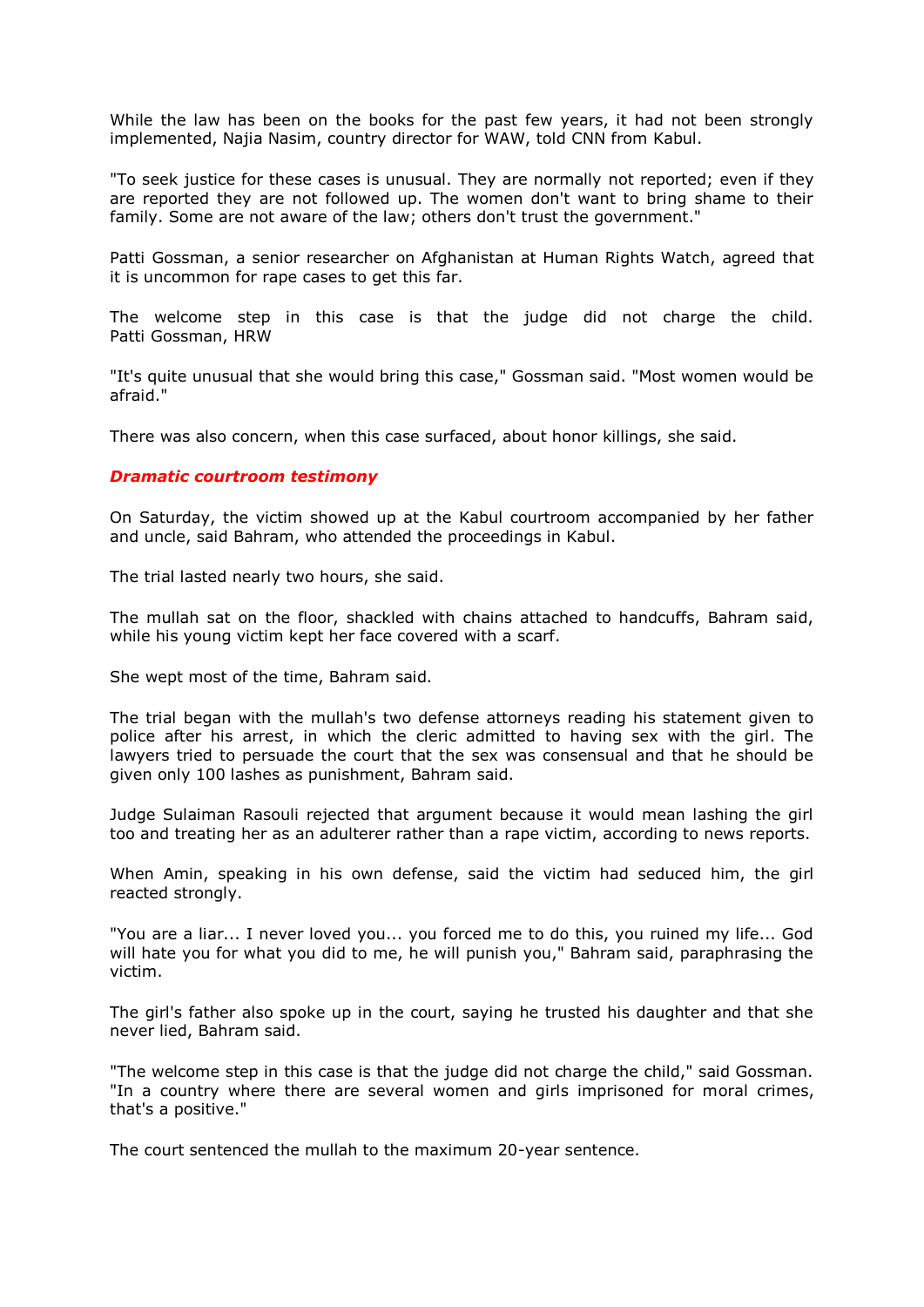While the law has been on the books for the past few years, it had not been strongly implemented, Najia Nasim, country director for WAW, told CNN from Kabul.

"To seek justice for these cases is unusual. They are normally not reported; even if they are reported they are not followed up. The women don't want to bring shame to their family. Some are not aware of the law; others don't trust the government."

Patti Gossman, a senior researcher on Afghanistan at Human Rights Watch, agreed that it is uncommon for rape cases to get this far.

The welcome step in this case is that the judge did not charge the child. Patti Gossman, HRW

"It's quite unusual that she would bring this case," Gossman said. "Most women would be afraid."

There was also concern, when this case surfaced, about honor killings, she said.

***Dramatic courtroom testimony***

On Saturday, the victim showed up at the Kabul courtroom accompanied by her father and uncle, said Bahram, who attended the proceedings in Kabul.

The trial lasted nearly two hours, she said.

The mullah sat on the floor, shackled with chains attached to handcuffs, Bahram said, while his young victim kept her face covered with a scarf.

She wept most of the time, Bahram said.

The trial began with the mullah's two defense attorneys reading his statement given to police after his arrest, in which the cleric admitted to having sex with the girl. The lawyers tried to persuade the court that the sex was consensual and that he should be given only 100 lashes as punishment, Bahram said.

Judge Sulaiman Rasouli rejected that argument because it would mean lashing the girl too and treating her as an adulterer rather than a rape victim, according to news reports.

When Amin, speaking in his own defense, said the victim had seduced him, the girl reacted strongly.

"You are a liar... I never loved you... you forced me to do this, you ruined my life... God will hate you for what you did to me, he will punish you," Bahram said, paraphrasing the victim.

The girl's father also spoke up in the court, saying he trusted his daughter and that she never lied, Bahram said.

"The welcome step in this case is that the judge did not charge the child," said Gossman. "In a country where there are several women and girls imprisoned for moral crimes, that's a positive."

The court sentenced the mullah to the maximum 20-year sentence.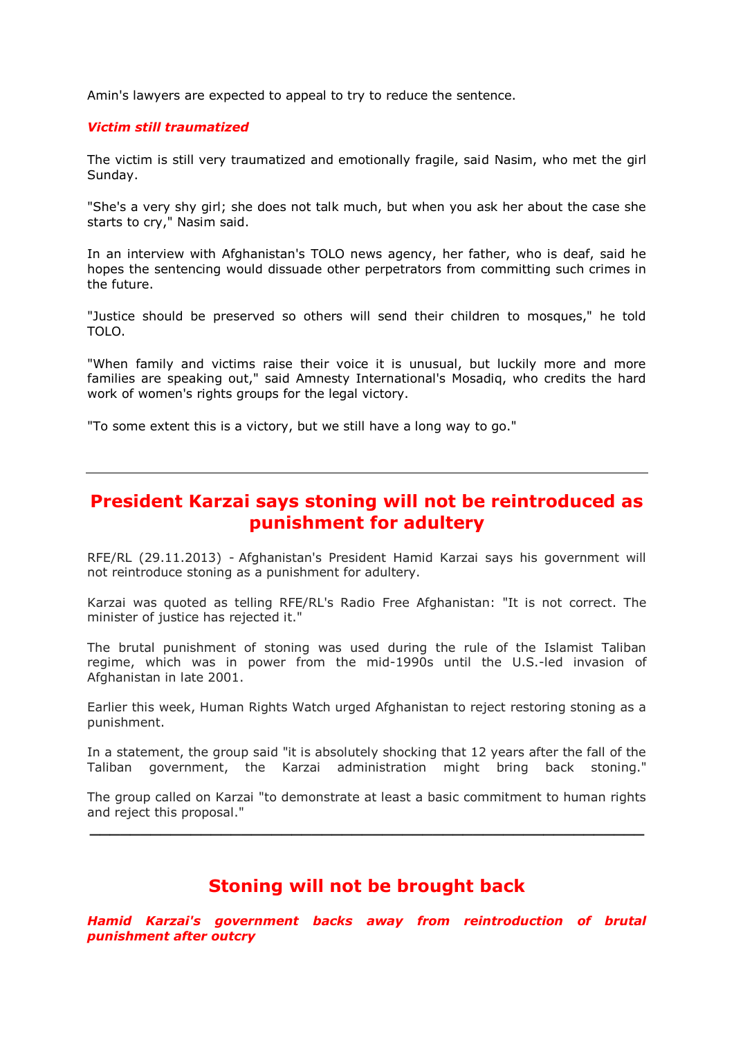Amin's lawyers are expected to appeal to try to reduce the sentence.

***Victim still traumatized***

The victim is still very traumatized and emotionally fragile, said Nasim, who met the girl Sunday.

"She's a very shy girl; she does not talk much, but when you ask her about the case she starts to cry," Nasim said.

In an interview with Afghanistan's TOLO news agency, her father, who is deaf, said he hopes the sentencing would dissuade other perpetrators from committing such crimes in the future.

"Justice should be preserved so others will send their children to mosques," he told TOLO.

"When family and victims raise their voice it is unusual, but luckily more and more families are speaking out," said Amnesty International's Mosadiq, who credits the hard work of women's rights groups for the legal victory.

"To some extent this is a victory, but we still have a long way to go."

---

## President Karzai says stoning will not be reintroduced as punishment for adultery

RFE/RL (29.11.2013) - Afghanistan's President Hamid Karzai says his government will not reintroduce stoning as a punishment for adultery.

Karzai was quoted as telling RFE/RL's Radio Free Afghanistan: "It is not correct. The minister of justice has rejected it."

The brutal punishment of stoning was used during the rule of the Islamist Taliban regime, which was in power from the mid-1990s until the U.S.-led invasion of Afghanistan in late 2001.

Earlier this week, Human Rights Watch urged Afghanistan to reject restoring stoning as a punishment.

In a statement, the group said "it is absolutely shocking that 12 years after the fall of the Taliban government, the Karzai administration might bring back stoning."

The group called on Karzai "to demonstrate at least a basic commitment to human rights and reject this proposal."

---

## Stoning will not be brought back

***Hamid Karzai's government backs away from reintroduction of brutal punishment after outcry***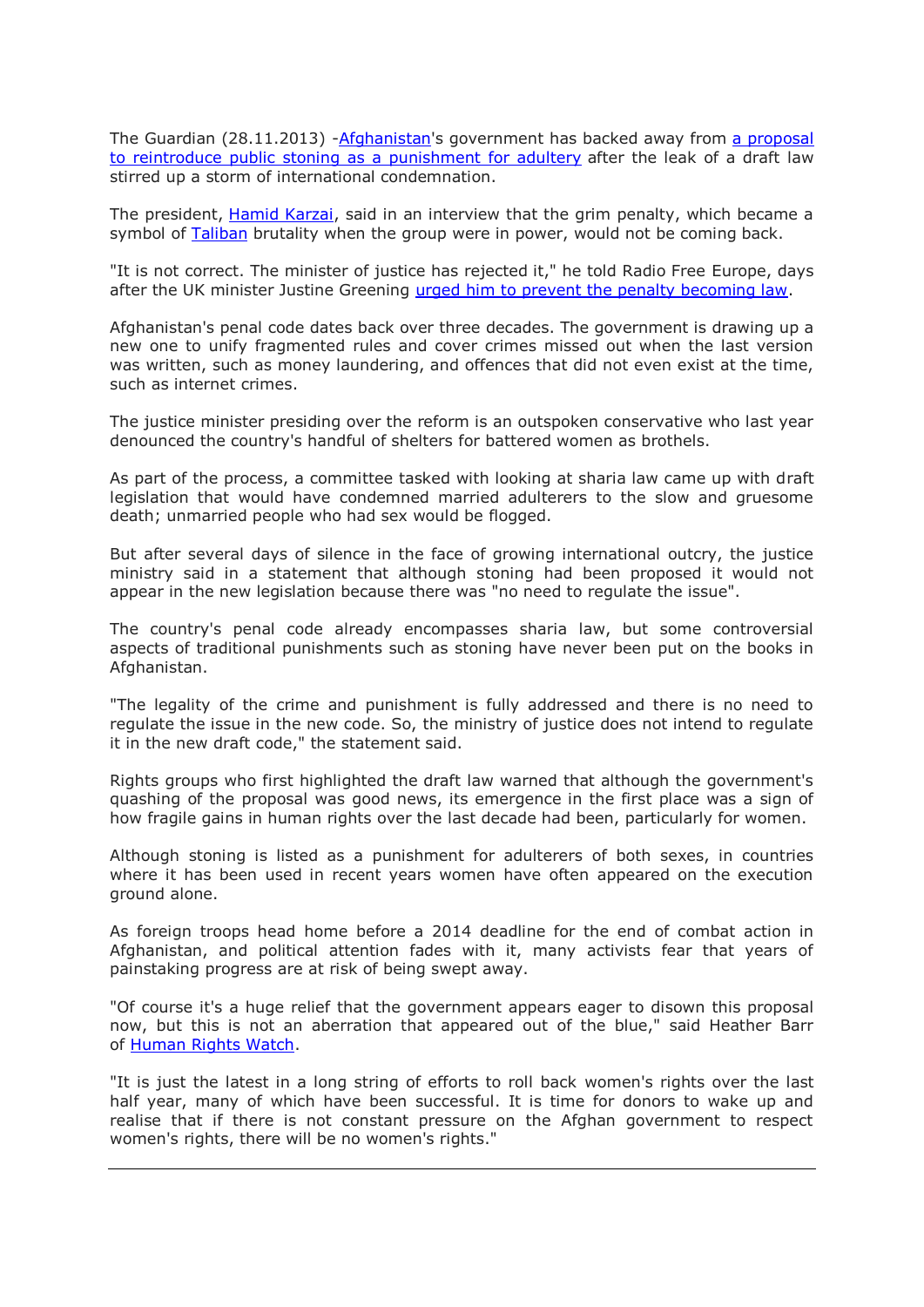The Guardian (28.11.2013) -Afghanistan's government has backed away from a proposal to reintroduce public stoning as a punishment for adultery after the leak of a draft law stirred up a storm of international condemnation.

The president, Hamid Karzai, said in an interview that the grim penalty, which became a symbol of Taliban brutality when the group were in power, would not be coming back.

"It is not correct. The minister of justice has rejected it," he told Radio Free Europe, days after the UK minister Justine Greening urged him to prevent the penalty becoming law.

Afghanistan's penal code dates back over three decades. The government is drawing up a new one to unify fragmented rules and cover crimes missed out when the last version was written, such as money laundering, and offences that did not even exist at the time, such as internet crimes.

The justice minister presiding over the reform is an outspoken conservative who last year denounced the country's handful of shelters for battered women as brothels.

As part of the process, a committee tasked with looking at sharia law came up with draft legislation that would have condemned married adulterers to the slow and gruesome death; unmarried people who had sex would be flogged.

But after several days of silence in the face of growing international outcry, the justice ministry said in a statement that although stoning had been proposed it would not appear in the new legislation because there was "no need to regulate the issue".

The country's penal code already encompasses sharia law, but some controversial aspects of traditional punishments such as stoning have never been put on the books in Afghanistan.

"The legality of the crime and punishment is fully addressed and there is no need to regulate the issue in the new code. So, the ministry of justice does not intend to regulate it in the new draft code," the statement said.

Rights groups who first highlighted the draft law warned that although the government's quashing of the proposal was good news, its emergence in the first place was a sign of how fragile gains in human rights over the last decade had been, particularly for women.

Although stoning is listed as a punishment for adulterers of both sexes, in countries where it has been used in recent years women have often appeared on the execution ground alone.

As foreign troops head home before a 2014 deadline for the end of combat action in Afghanistan, and political attention fades with it, many activists fear that years of painstaking progress are at risk of being swept away.

"Of course it's a huge relief that the government appears eager to disown this proposal now, but this is not an aberration that appeared out of the blue," said Heather Barr of Human Rights Watch.

"It is just the latest in a long string of efforts to roll back women's rights over the last half year, many of which have been successful. It is time for donors to wake up and realise that if there is not constant pressure on the Afghan government to respect women's rights, there will be no women's rights."

---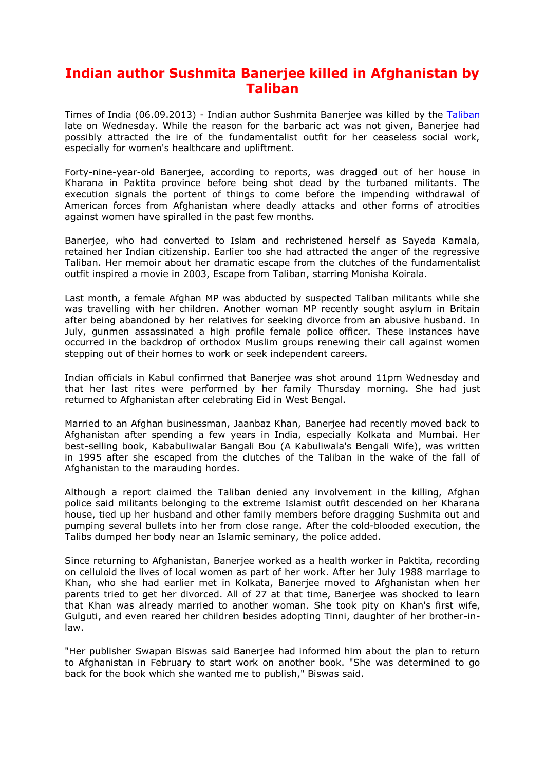# Indian author Sushmita Banerjee killed in Afghanistan by Taliban

Times of India (06.09.2013) - Indian author Sushmita Banerjee was killed by the Taliban late on Wednesday. While the reason for the barbaric act was not given, Banerjee had possibly attracted the ire of the fundamentalist outfit for her ceaseless social work, especially for women's healthcare and upliftment.

Forty-nine-year-old Banerjee, according to reports, was dragged out of her house in Kharana in Paktita province before being shot dead by the turbaned militants. The execution signals the portent of things to come before the impending withdrawal of American forces from Afghanistan where deadly attacks and other forms of atrocities against women have spiralled in the past few months.

Banerjee, who had converted to Islam and rechristened herself as Sayeda Kamala, retained her Indian citizenship. Earlier too she had attracted the anger of the regressive Taliban. Her memoir about her dramatic escape from the clutches of the fundamentalist outfit inspired a movie in 2003, Escape from Taliban, starring Monisha Koirala.

Last month, a female Afghan MP was abducted by suspected Taliban militants while she was travelling with her children. Another woman MP recently sought asylum in Britain after being abandoned by her relatives for seeking divorce from an abusive husband. In July, gunmen assassinated a high profile female police officer. These instances have occurred in the backdrop of orthodox Muslim groups renewing their call against women stepping out of their homes to work or seek independent careers.

Indian officials in Kabul confirmed that Banerjee was shot around 11pm Wednesday and that her last rites were performed by her family Thursday morning. She had just returned to Afghanistan after celebrating Eid in West Bengal.

Married to an Afghan businessman, Jaanbaz Khan, Banerjee had recently moved back to Afghanistan after spending a few years in India, especially Kolkata and Mumbai. Her best-selling book, Kababuliwalar Bangali Bou (A Kabuliwala's Bengali Wife), was written in 1995 after she escaped from the clutches of the Taliban in the wake of the fall of Afghanistan to the marauding hordes.

Although a report claimed the Taliban denied any involvement in the killing, Afghan police said militants belonging to the extreme Islamist outfit descended on her Kharana house, tied up her husband and other family members before dragging Sushmita out and pumping several bullets into her from close range. After the cold-blooded execution, the Talibs dumped her body near an Islamic seminary, the police added.

Since returning to Afghanistan, Banerjee worked as a health worker in Paktita, recording on celluloid the lives of local women as part of her work. After her July 1988 marriage to Khan, who she had earlier met in Kolkata, Banerjee moved to Afghanistan when her parents tried to get her divorced. All of 27 at that time, Banerjee was shocked to learn that Khan was already married to another woman. She took pity on Khan's first wife, Gulguti, and even reared her children besides adopting Tinni, daughter of her brother-in-law.

"Her publisher Swapan Biswas said Banerjee had informed him about the plan to return to Afghanistan in February to start work on another book. "She was determined to go back for the book which she wanted me to publish," Biswas said.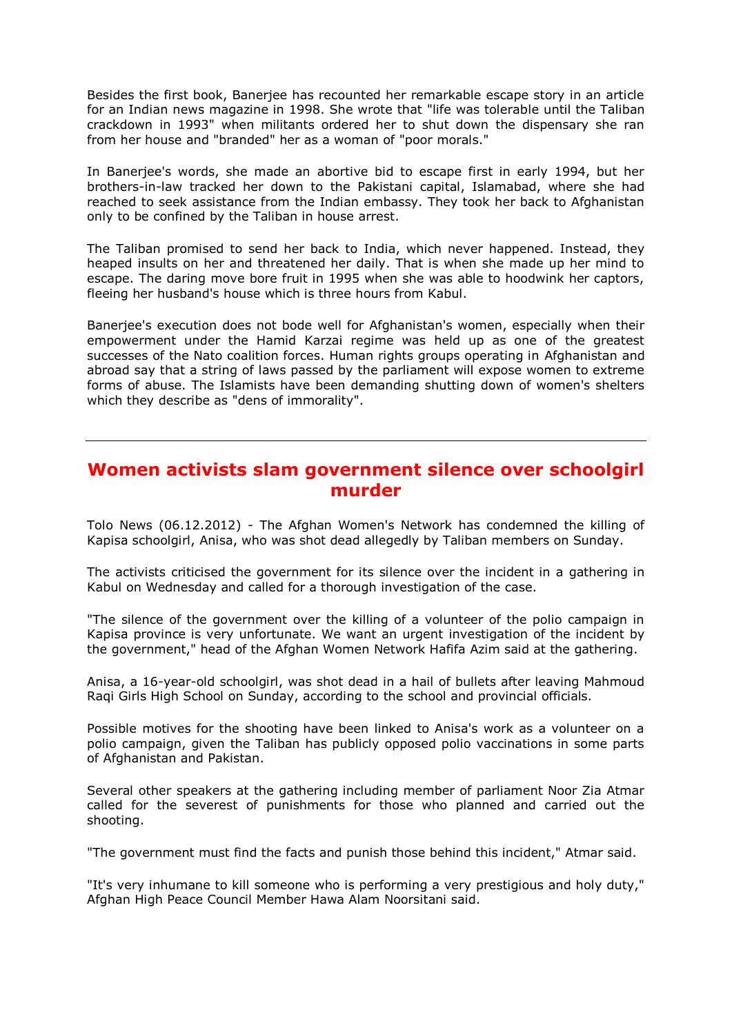Besides the first book, Banerjee has recounted her remarkable escape story in an article for an Indian news magazine in 1998. She wrote that "life was tolerable until the Taliban crackdown in 1993" when militants ordered her to shut down the dispensary she ran from her house and "branded" her as a woman of "poor morals."

In Banerjee's words, she made an abortive bid to escape first in early 1994, but her brothers-in-law tracked her down to the Pakistani capital, Islamabad, where she had reached to seek assistance from the Indian embassy. They took her back to Afghanistan only to be confined by the Taliban in house arrest.

The Taliban promised to send her back to India, which never happened. Instead, they heaped insults on her and threatened her daily. That is when she made up her mind to escape. The daring move bore fruit in 1995 when she was able to hoodwink her captors, fleeing her husband's house which is three hours from Kabul.

Banerjee's execution does not bode well for Afghanistan's women, especially when their empowerment under the Hamid Karzai regime was held up as one of the greatest successes of the Nato coalition forces. Human rights groups operating in Afghanistan and abroad say that a string of laws passed by the parliament will expose women to extreme forms of abuse. The Islamists have been demanding shutting down of women's shelters which they describe as "dens of immorality".

---

## Women activists slam government silence over schoolgirl murder

Tolo News (06.12.2012) - The Afghan Women's Network has condemned the killing of Kapisa schoolgirl, Anisa, who was shot dead allegedly by Taliban members on Sunday.

The activists criticised the government for its silence over the incident in a gathering in Kabul on Wednesday and called for a thorough investigation of the case.

"The silence of the government over the killing of a volunteer of the polio campaign in Kapisa province is very unfortunate. We want an urgent investigation of the incident by the government," head of the Afghan Women Network Hafifa Azim said at the gathering.

Anisa, a 16-year-old schoolgirl, was shot dead in a hail of bullets after leaving Mahmoud Raqi Girls High School on Sunday, according to the school and provincial officials.

Possible motives for the shooting have been linked to Anisa's work as a volunteer on a polio campaign, given the Taliban has publicly opposed polio vaccinations in some parts of Afghanistan and Pakistan.

Several other speakers at the gathering including member of parliament Noor Zia Atmar called for the severest of punishments for those who planned and carried out the shooting.

"The government must find the facts and punish those behind this incident," Atmar said.

"It's very inhumane to kill someone who is performing a very prestigious and holy duty," Afghan High Peace Council Member Hawa Alam Noorsitani said.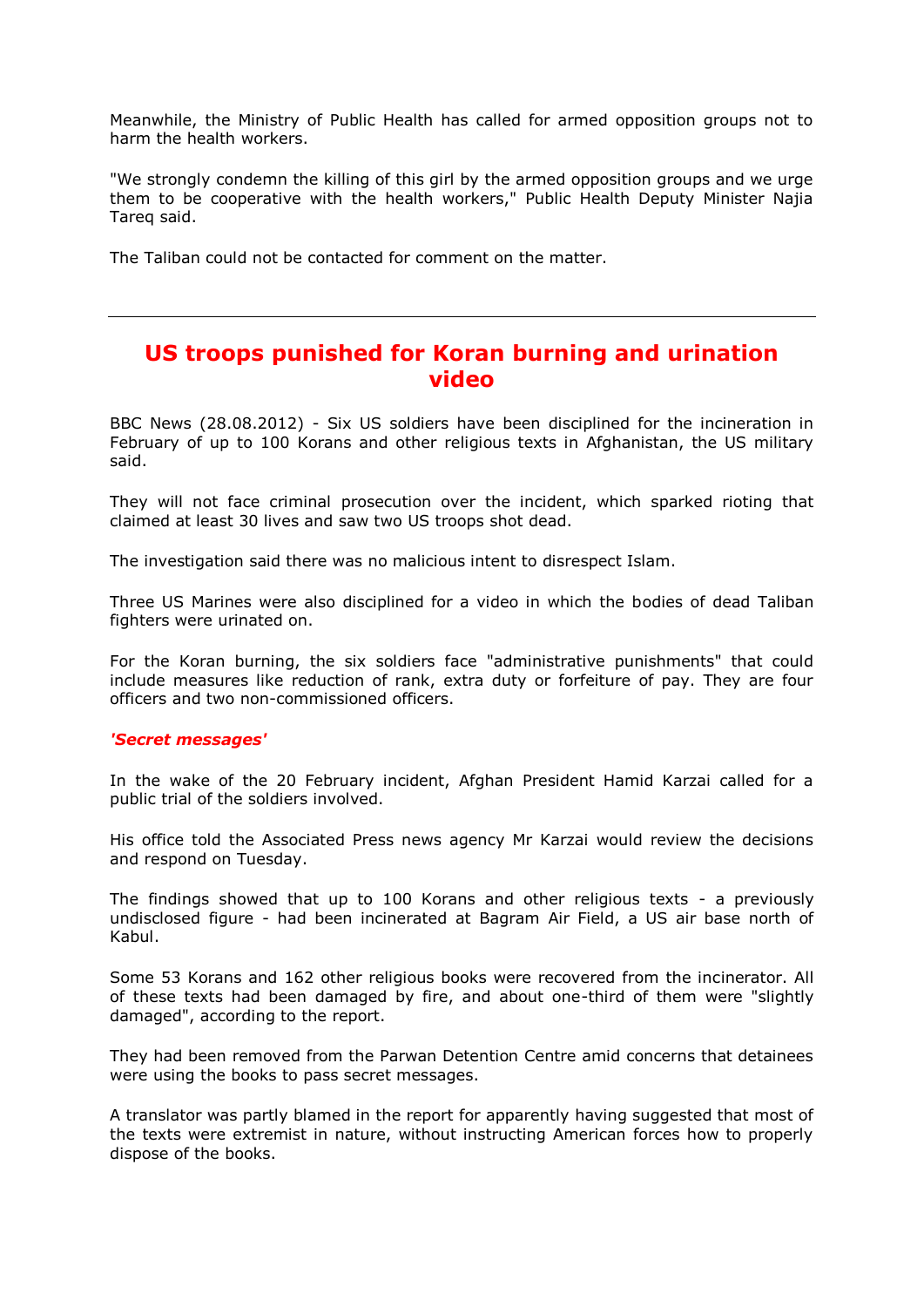Meanwhile, the Ministry of Public Health has called for armed opposition groups not to harm the health workers.

"We strongly condemn the killing of this girl by the armed opposition groups and we urge them to be cooperative with the health workers," Public Health Deputy Minister Najia Tareq said.

The Taliban could not be contacted for comment on the matter.

---

## US troops punished for Koran burning and urination video

BBC News (28.08.2012) - Six US soldiers have been disciplined for the incineration in February of up to 100 Korans and other religious texts in Afghanistan, the US military said.

They will not face criminal prosecution over the incident, which sparked rioting that claimed at least 30 lives and saw two US troops shot dead.

The investigation said there was no malicious intent to disrespect Islam.

Three US Marines were also disciplined for a video in which the bodies of dead Taliban fighters were urinated on.

For the Koran burning, the six soldiers face "administrative punishments" that could include measures like reduction of rank, extra duty or forfeiture of pay. They are four officers and two non-commissioned officers.

***'Secret messages'***

In the wake of the 20 February incident, Afghan President Hamid Karzai called for a public trial of the soldiers involved.

His office told the Associated Press news agency Mr Karzai would review the decisions and respond on Tuesday.

The findings showed that up to 100 Korans and other religious texts - a previously undisclosed figure - had been incinerated at Bagram Air Field, a US air base north of Kabul.

Some 53 Korans and 162 other religious books were recovered from the incinerator. All of these texts had been damaged by fire, and about one-third of them were "slightly damaged", according to the report.

They had been removed from the Parwan Detention Centre amid concerns that detainees were using the books to pass secret messages.

A translator was partly blamed in the report for apparently having suggested that most of the texts were extremist in nature, without instructing American forces how to properly dispose of the books.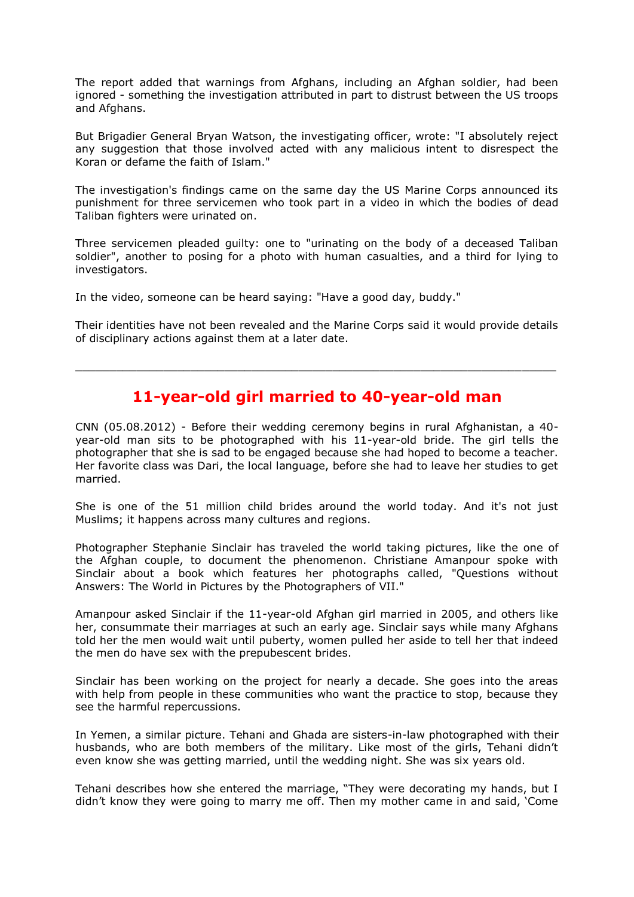The report added that warnings from Afghans, including an Afghan soldier, had been ignored - something the investigation attributed in part to distrust between the US troops and Afghans.

But Brigadier General Bryan Watson, the investigating officer, wrote: "I absolutely reject any suggestion that those involved acted with any malicious intent to disrespect the Koran or defame the faith of Islam."

The investigation's findings came on the same day the US Marine Corps announced its punishment for three servicemen who took part in a video in which the bodies of dead Taliban fighters were urinated on.

Three servicemen pleaded guilty: one to "urinating on the body of a deceased Taliban soldier", another to posing for a photo with human casualties, and a third for lying to investigators.

In the video, someone can be heard saying: "Have a good day, buddy."

Their identities have not been revealed and the Marine Corps said it would provide details of disciplinary actions against them at a later date.

---

## 11-year-old girl married to 40-year-old man

CNN (05.08.2012) - Before their wedding ceremony begins in rural Afghanistan, a 40-year-old man sits to be photographed with his 11-year-old bride. The girl tells the photographer that she is sad to be engaged because she had hoped to become a teacher. Her favorite class was Dari, the local language, before she had to leave her studies to get married.

She is one of the 51 million child brides around the world today. And it's not just Muslims; it happens across many cultures and regions.

Photographer Stephanie Sinclair has traveled the world taking pictures, like the one of the Afghan couple, to document the phenomenon. Christiane Amanpour spoke with Sinclair about a book which features her photographs called, "Questions without Answers: The World in Pictures by the Photographers of VII."

Amanpour asked Sinclair if the 11-year-old Afghan girl married in 2005, and others like her, consummate their marriages at such an early age. Sinclair says while many Afghans told her the men would wait until puberty, women pulled her aside to tell her that indeed the men do have sex with the prepubescent brides.

Sinclair has been working on the project for nearly a decade. She goes into the areas with help from people in these communities who want the practice to stop, because they see the harmful repercussions.

In Yemen, a similar picture. Tehani and Ghada are sisters-in-law photographed with their husbands, who are both members of the military. Like most of the girls, Tehani didn't even know she was getting married, until the wedding night. She was six years old.

Tehani describes how she entered the marriage, "They were decorating my hands, but I didn't know they were going to marry me off. Then my mother came in and said, 'Come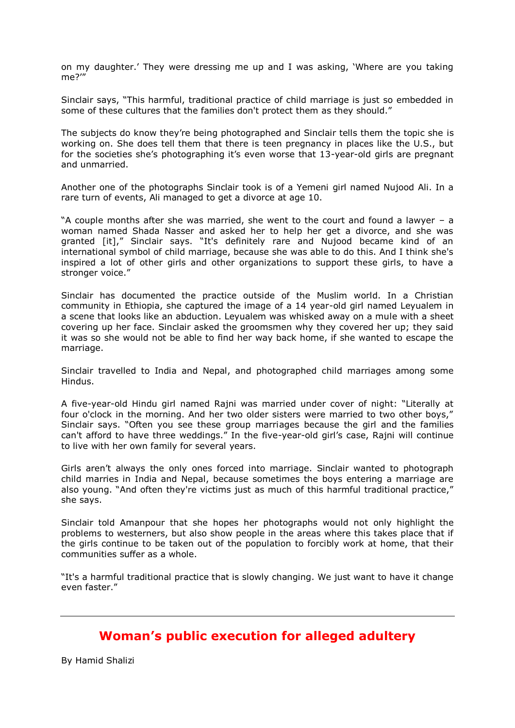on my daughter.' They were dressing me up and I was asking, 'Where are you taking me?'"

Sinclair says, "This harmful, traditional practice of child marriage is just so embedded in some of these cultures that the families don't protect them as they should."

The subjects do know they're being photographed and Sinclair tells them the topic she is working on. She does tell them that there is teen pregnancy in places like the U.S., but for the societies she's photographing it's even worse that 13-year-old girls are pregnant and unmarried.

Another one of the photographs Sinclair took is of a Yemeni girl named Nujood Ali. In a rare turn of events, Ali managed to get a divorce at age 10.

"A couple months after she was married, she went to the court and found a lawyer – a woman named Shada Nasser and asked her to help her get a divorce, and she was granted [it]," Sinclair says. "It's definitely rare and Nujood became kind of an international symbol of child marriage, because she was able to do this. And I think she's inspired a lot of other girls and other organizations to support these girls, to have a stronger voice."

Sinclair has documented the practice outside of the Muslim world. In a Christian community in Ethiopia, she captured the image of a 14 year-old girl named Leyualem in a scene that looks like an abduction. Leyualem was whisked away on a mule with a sheet covering up her face. Sinclair asked the groomsmen why they covered her up; they said it was so she would not be able to find her way back home, if she wanted to escape the marriage.

Sinclair travelled to India and Nepal, and photographed child marriages among some Hindus.

A five-year-old Hindu girl named Rajni was married under cover of night: "Literally at four o'clock in the morning. And her two older sisters were married to two other boys," Sinclair says. "Often you see these group marriages because the girl and the families can't afford to have three weddings." In the five-year-old girl's case, Rajni will continue to live with her own family for several years.

Girls aren't always the only ones forced into marriage. Sinclair wanted to photograph child marries in India and Nepal, because sometimes the boys entering a marriage are also young. "And often they're victims just as much of this harmful traditional practice," she says.

Sinclair told Amanpour that she hopes her photographs would not only highlight the problems to westerners, but also show people in the areas where this takes place that if the girls continue to be taken out of the population to forcibly work at home, that their communities suffer as a whole.

"It's a harmful traditional practice that is slowly changing. We just want to have it change even faster."

---

## Woman's public execution for alleged adultery

By Hamid Shalizi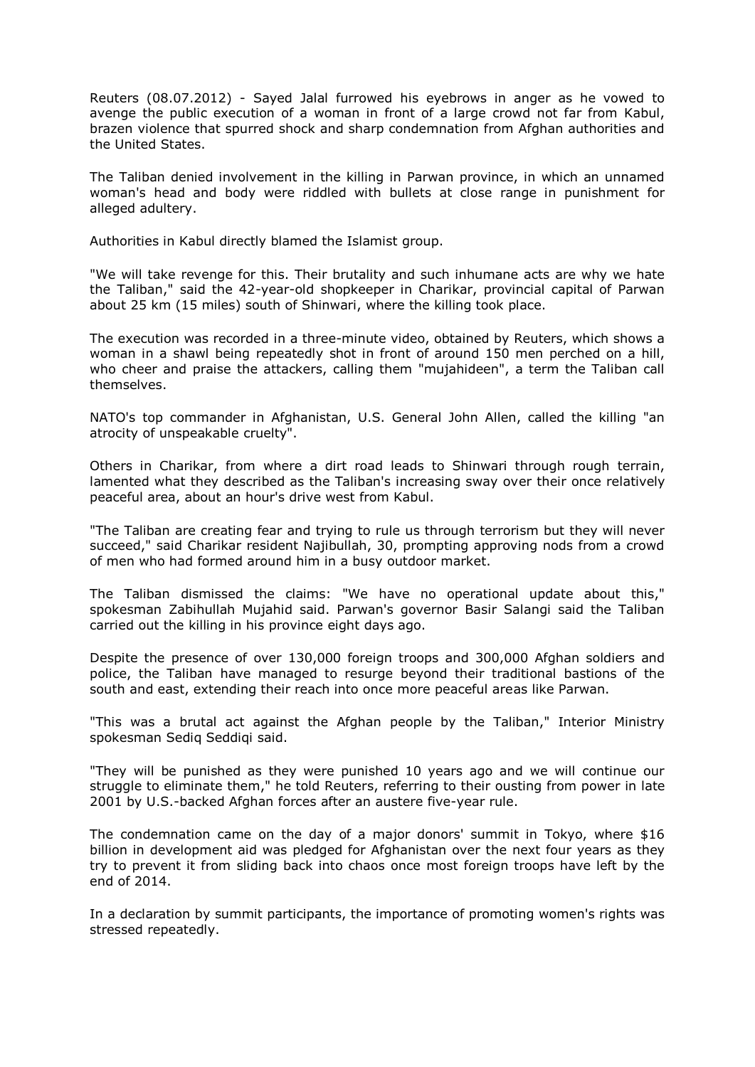Reuters (08.07.2012) - Sayed Jalal furrowed his eyebrows in anger as he vowed to avenge the public execution of a woman in front of a large crowd not far from Kabul, brazen violence that spurred shock and sharp condemnation from Afghan authorities and the United States.

The Taliban denied involvement in the killing in Parwan province, in which an unnamed woman's head and body were riddled with bullets at close range in punishment for alleged adultery.

Authorities in Kabul directly blamed the Islamist group.

"We will take revenge for this. Their brutality and such inhumane acts are why we hate the Taliban," said the 42-year-old shopkeeper in Charikar, provincial capital of Parwan about 25 km (15 miles) south of Shinwari, where the killing took place.

The execution was recorded in a three-minute video, obtained by Reuters, which shows a woman in a shawl being repeatedly shot in front of around 150 men perched on a hill, who cheer and praise the attackers, calling them "mujahideen", a term the Taliban call themselves.

NATO's top commander in Afghanistan, U.S. General John Allen, called the killing "an atrocity of unspeakable cruelty".

Others in Charikar, from where a dirt road leads to Shinwari through rough terrain, lamented what they described as the Taliban's increasing sway over their once relatively peaceful area, about an hour's drive west from Kabul.

"The Taliban are creating fear and trying to rule us through terrorism but they will never succeed," said Charikar resident Najibullah, 30, prompting approving nods from a crowd of men who had formed around him in a busy outdoor market.

The Taliban dismissed the claims: "We have no operational update about this," spokesman Zabihullah Mujahid said. Parwan's governor Basir Salangi said the Taliban carried out the killing in his province eight days ago.

Despite the presence of over 130,000 foreign troops and 300,000 Afghan soldiers and police, the Taliban have managed to resurge beyond their traditional bastions of the south and east, extending their reach into once more peaceful areas like Parwan.

"This was a brutal act against the Afghan people by the Taliban," Interior Ministry spokesman Sediq Seddiqi said.

"They will be punished as they were punished 10 years ago and we will continue our struggle to eliminate them," he told Reuters, referring to their ousting from power in late 2001 by U.S.-backed Afghan forces after an austere five-year rule.

The condemnation came on the day of a major donors' summit in Tokyo, where $16 billion in development aid was pledged for Afghanistan over the next four years as they try to prevent it from sliding back into chaos once most foreign troops have left by the end of 2014.

In a declaration by summit participants, the importance of promoting women's rights was stressed repeatedly.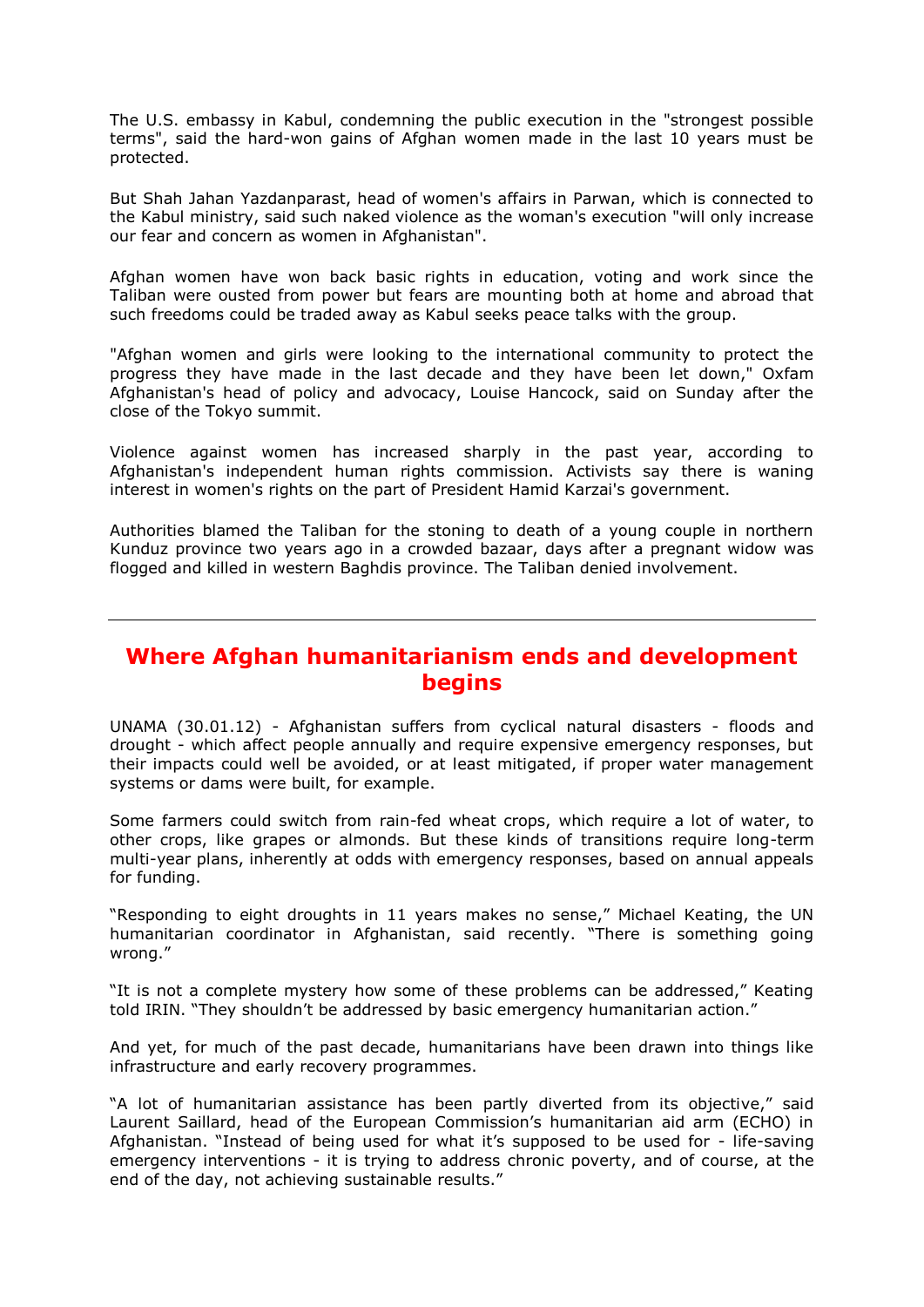The U.S. embassy in Kabul, condemning the public execution in the "strongest possible terms", said the hard-won gains of Afghan women made in the last 10 years must be protected.

But Shah Jahan Yazdanparast, head of women's affairs in Parwan, which is connected to the Kabul ministry, said such naked violence as the woman's execution "will only increase our fear and concern as women in Afghanistan".

Afghan women have won back basic rights in education, voting and work since the Taliban were ousted from power but fears are mounting both at home and abroad that such freedoms could be traded away as Kabul seeks peace talks with the group.

"Afghan women and girls were looking to the international community to protect the progress they have made in the last decade and they have been let down," Oxfam Afghanistan's head of policy and advocacy, Louise Hancock, said on Sunday after the close of the Tokyo summit.

Violence against women has increased sharply in the past year, according to Afghanistan's independent human rights commission. Activists say there is waning interest in women's rights on the part of President Hamid Karzai's government.

Authorities blamed the Taliban for the stoning to death of a young couple in northern Kunduz province two years ago in a crowded bazaar, days after a pregnant widow was flogged and killed in western Baghdis province. The Taliban denied involvement.

---

## Where Afghan humanitarianism ends and development begins

UNAMA (30.01.12) - Afghanistan suffers from cyclical natural disasters - floods and drought - which affect people annually and require expensive emergency responses, but their impacts could well be avoided, or at least mitigated, if proper water management systems or dams were built, for example.

Some farmers could switch from rain-fed wheat crops, which require a lot of water, to other crops, like grapes or almonds. But these kinds of transitions require long-term multi-year plans, inherently at odds with emergency responses, based on annual appeals for funding.

"Responding to eight droughts in 11 years makes no sense," Michael Keating, the UN humanitarian coordinator in Afghanistan, said recently. "There is something going wrong."

"It is not a complete mystery how some of these problems can be addressed," Keating told IRIN. "They shouldn't be addressed by basic emergency humanitarian action."

And yet, for much of the past decade, humanitarians have been drawn into things like infrastructure and early recovery programmes.

"A lot of humanitarian assistance has been partly diverted from its objective," said Laurent Saillard, head of the European Commission's humanitarian aid arm (ECHO) in Afghanistan. "Instead of being used for what it's supposed to be used for - life-saving emergency interventions - it is trying to address chronic poverty, and of course, at the end of the day, not achieving sustainable results."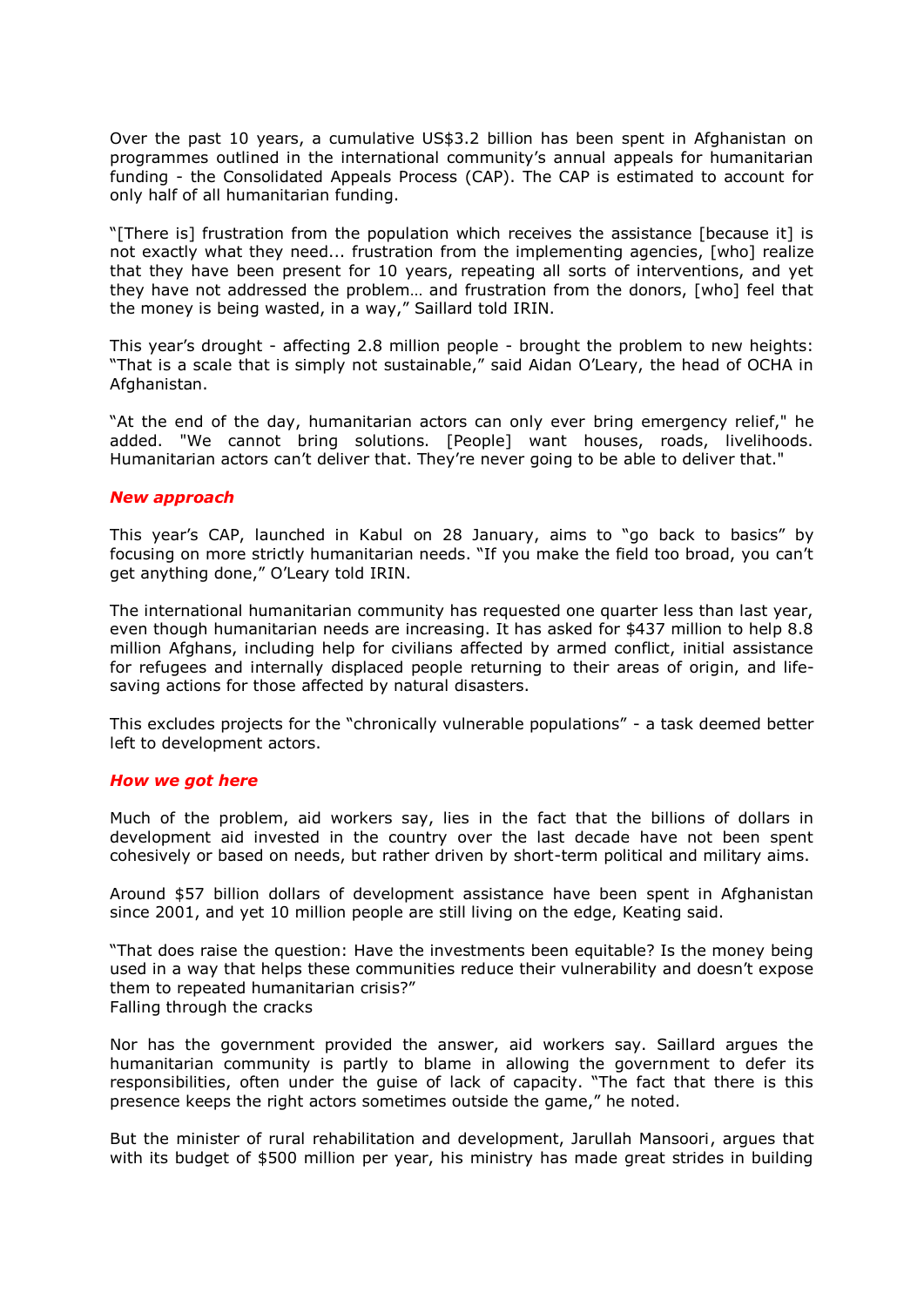Over the past 10 years, a cumulative US$3.2 billion has been spent in Afghanistan on programmes outlined in the international community's annual appeals for humanitarian funding - the Consolidated Appeals Process (CAP). The CAP is estimated to account for only half of all humanitarian funding.

"[There is] frustration from the population which receives the assistance [because it] is not exactly what they need... frustration from the implementing agencies, [who] realize that they have been present for 10 years, repeating all sorts of interventions, and yet they have not addressed the problem… and frustration from the donors, [who] feel that the money is being wasted, in a way," Saillard told IRIN.

This year's drought - affecting 2.8 million people - brought the problem to new heights: "That is a scale that is simply not sustainable," said Aidan O'Leary, the head of OCHA in Afghanistan.

"At the end of the day, humanitarian actors can only ever bring emergency relief," he added. "We cannot bring solutions. [People] want houses, roads, livelihoods. Humanitarian actors can't deliver that. They're never going to be able to deliver that."

### *New approach*

This year's CAP, launched in Kabul on 28 January, aims to "go back to basics" by focusing on more strictly humanitarian needs. "If you make the field too broad, you can't get anything done," O'Leary told IRIN.

The international humanitarian community has requested one quarter less than last year, even though humanitarian needs are increasing. It has asked for $437 million to help 8.8 million Afghans, including help for civilians affected by armed conflict, initial assistance for refugees and internally displaced people returning to their areas of origin, and life-saving actions for those affected by natural disasters.

This excludes projects for the "chronically vulnerable populations" - a task deemed better left to development actors.

### *How we got here*

Much of the problem, aid workers say, lies in the fact that the billions of dollars in development aid invested in the country over the last decade have not been spent cohesively or based on needs, but rather driven by short-term political and military aims.

Around $57 billion dollars of development assistance have been spent in Afghanistan since 2001, and yet 10 million people are still living on the edge, Keating said.

"That does raise the question: Have the investments been equitable? Is the money being used in a way that helps these communities reduce their vulnerability and doesn't expose them to repeated humanitarian crisis?"

Falling through the cracks

Nor has the government provided the answer, aid workers say. Saillard argues the humanitarian community is partly to blame in allowing the government to defer its responsibilities, often under the guise of lack of capacity. "The fact that there is this presence keeps the right actors sometimes outside the game," he noted.

But the minister of rural rehabilitation and development, Jarullah Mansoori, argues that with its budget of $500 million per year, his ministry has made great strides in building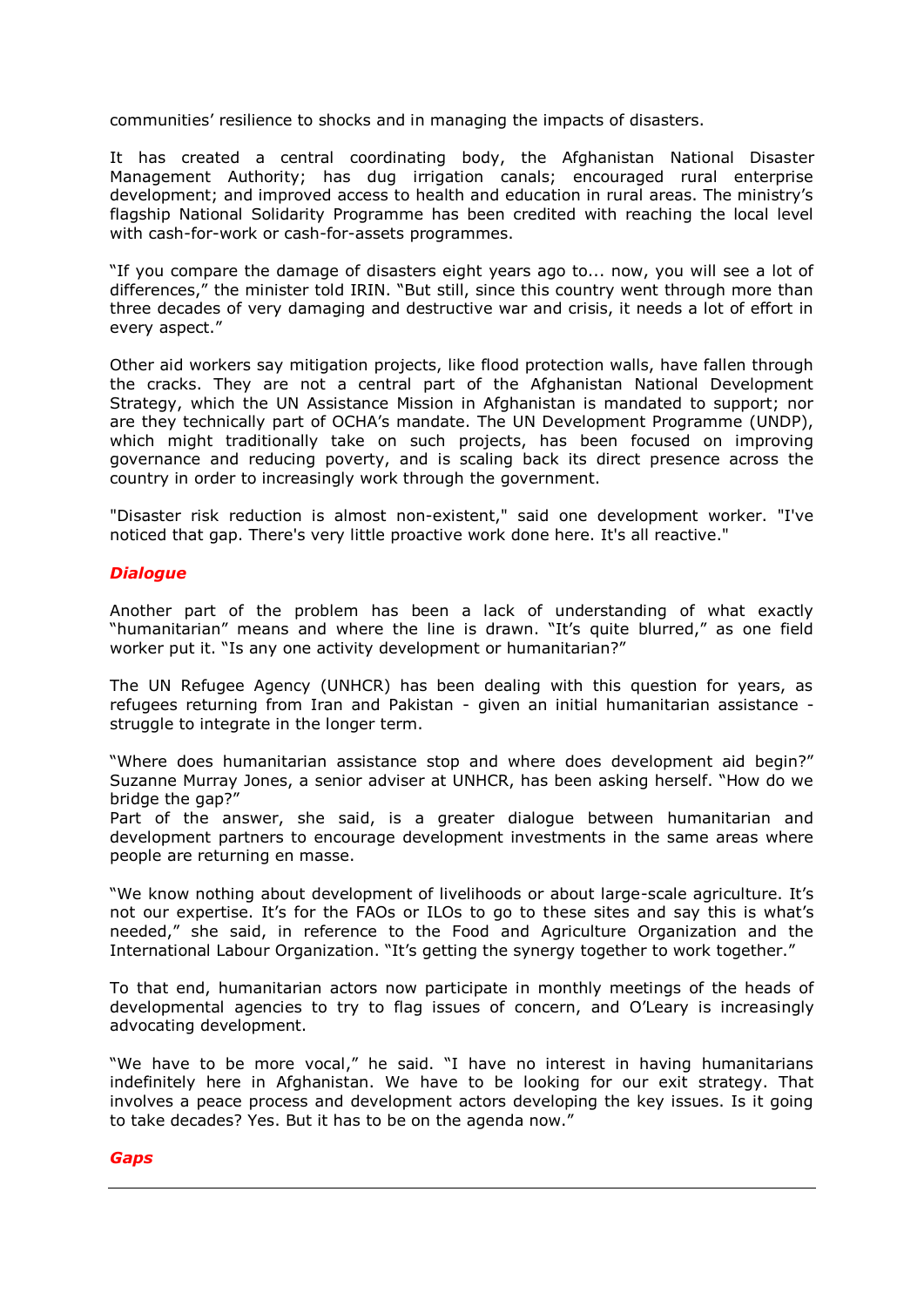communities' resilience to shocks and in managing the impacts of disasters.

It has created a central coordinating body, the Afghanistan National Disaster Management Authority; has dug irrigation canals; encouraged rural enterprise development; and improved access to health and education in rural areas. The ministry's flagship National Solidarity Programme has been credited with reaching the local level with cash-for-work or cash-for-assets programmes.

"If you compare the damage of disasters eight years ago to... now, you will see a lot of differences," the minister told IRIN. "But still, since this country went through more than three decades of very damaging and destructive war and crisis, it needs a lot of effort in every aspect."

Other aid workers say mitigation projects, like flood protection walls, have fallen through the cracks. They are not a central part of the Afghanistan National Development Strategy, which the UN Assistance Mission in Afghanistan is mandated to support; nor are they technically part of OCHA's mandate. The UN Development Programme (UNDP), which might traditionally take on such projects, has been focused on improving governance and reducing poverty, and is scaling back its direct presence across the country in order to increasingly work through the government.

"Disaster risk reduction is almost non-existent," said one development worker. "I've noticed that gap. There's very little proactive work done here. It's all reactive."

### *Dialogue*

Another part of the problem has been a lack of understanding of what exactly "humanitarian" means and where the line is drawn. "It's quite blurred," as one field worker put it. "Is any one activity development or humanitarian?"

The UN Refugee Agency (UNHCR) has been dealing with this question for years, as refugees returning from Iran and Pakistan - given an initial humanitarian assistance - struggle to integrate in the longer term.

"Where does humanitarian assistance stop and where does development aid begin?" Suzanne Murray Jones, a senior adviser at UNHCR, has been asking herself. "How do we bridge the gap?"
Part of the answer, she said, is a greater dialogue between humanitarian and development partners to encourage development investments in the same areas where people are returning en masse.

"We know nothing about development of livelihoods or about large-scale agriculture. It's not our expertise. It's for the FAOs or ILOs to go to these sites and say this is what's needed," she said, in reference to the Food and Agriculture Organization and the International Labour Organization. "It's getting the synergy together to work together."

To that end, humanitarian actors now participate in monthly meetings of the heads of developmental agencies to try to flag issues of concern, and O'Leary is increasingly advocating development.

"We have to be more vocal," he said. "I have no interest in having humanitarians indefinitely here in Afghanistan. We have to be looking for our exit strategy. That involves a peace process and development actors developing the key issues. Is it going to take decades? Yes. But it has to be on the agenda now."

### *Gaps*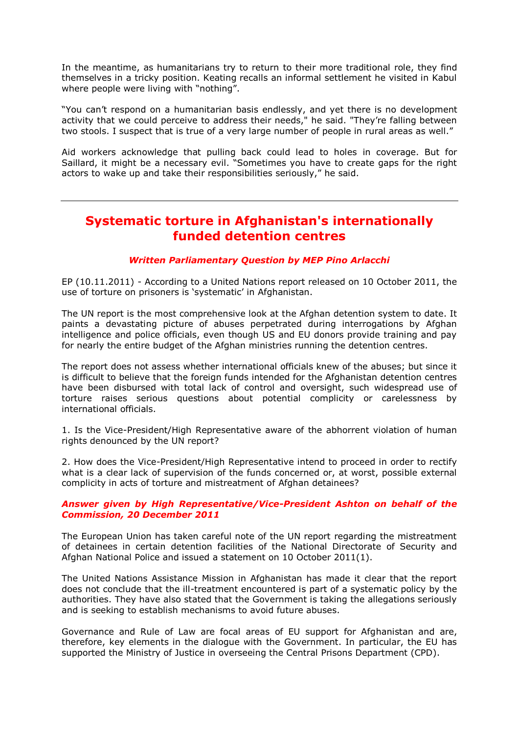In the meantime, as humanitarians try to return to their more traditional role, they find themselves in a tricky position. Keating recalls an informal settlement he visited in Kabul where people were living with "nothing".

"You can't respond on a humanitarian basis endlessly, and yet there is no development activity that we could perceive to address their needs," he said. "They're falling between two stools. I suspect that is true of a very large number of people in rural areas as well."

Aid workers acknowledge that pulling back could lead to holes in coverage. But for Saillard, it might be a necessary evil. "Sometimes you have to create gaps for the right actors to wake up and take their responsibilities seriously," he said.

---

## Systematic torture in Afghanistan's internationally funded detention centres

***Written Parliamentary Question by MEP Pino Arlacchi***

EP (10.11.2011) - According to a United Nations report released on 10 October 2011, the use of torture on prisoners is 'systematic' in Afghanistan.

The UN report is the most comprehensive look at the Afghan detention system to date. It paints a devastating picture of abuses perpetrated during interrogations by Afghan intelligence and police officials, even though US and EU donors provide training and pay for nearly the entire budget of the Afghan ministries running the detention centres.

The report does not assess whether international officials knew of the abuses; but since it is difficult to believe that the foreign funds intended for the Afghanistan detention centres have been disbursed with total lack of control and oversight, such widespread use of torture raises serious questions about potential complicity or carelessness by international officials.

1. Is the Vice-President/High Representative aware of the abhorrent violation of human rights denounced by the UN report?

2. How does the Vice-President/High Representative intend to proceed in order to rectify what is a clear lack of supervision of the funds concerned or, at worst, possible external complicity in acts of torture and mistreatment of Afghan detainees?

***Answer given by High Representative/Vice-President Ashton on behalf of the Commission, 20 December 2011***

The European Union has taken careful note of the UN report regarding the mistreatment of detainees in certain detention facilities of the National Directorate of Security and Afghan National Police and issued a statement on 10 October 2011(1).

The United Nations Assistance Mission in Afghanistan has made it clear that the report does not conclude that the ill-treatment encountered is part of a systematic policy by the authorities. They have also stated that the Government is taking the allegations seriously and is seeking to establish mechanisms to avoid future abuses.

Governance and Rule of Law are focal areas of EU support for Afghanistan and are, therefore, key elements in the dialogue with the Government. In particular, the EU has supported the Ministry of Justice in overseeing the Central Prisons Department (CPD).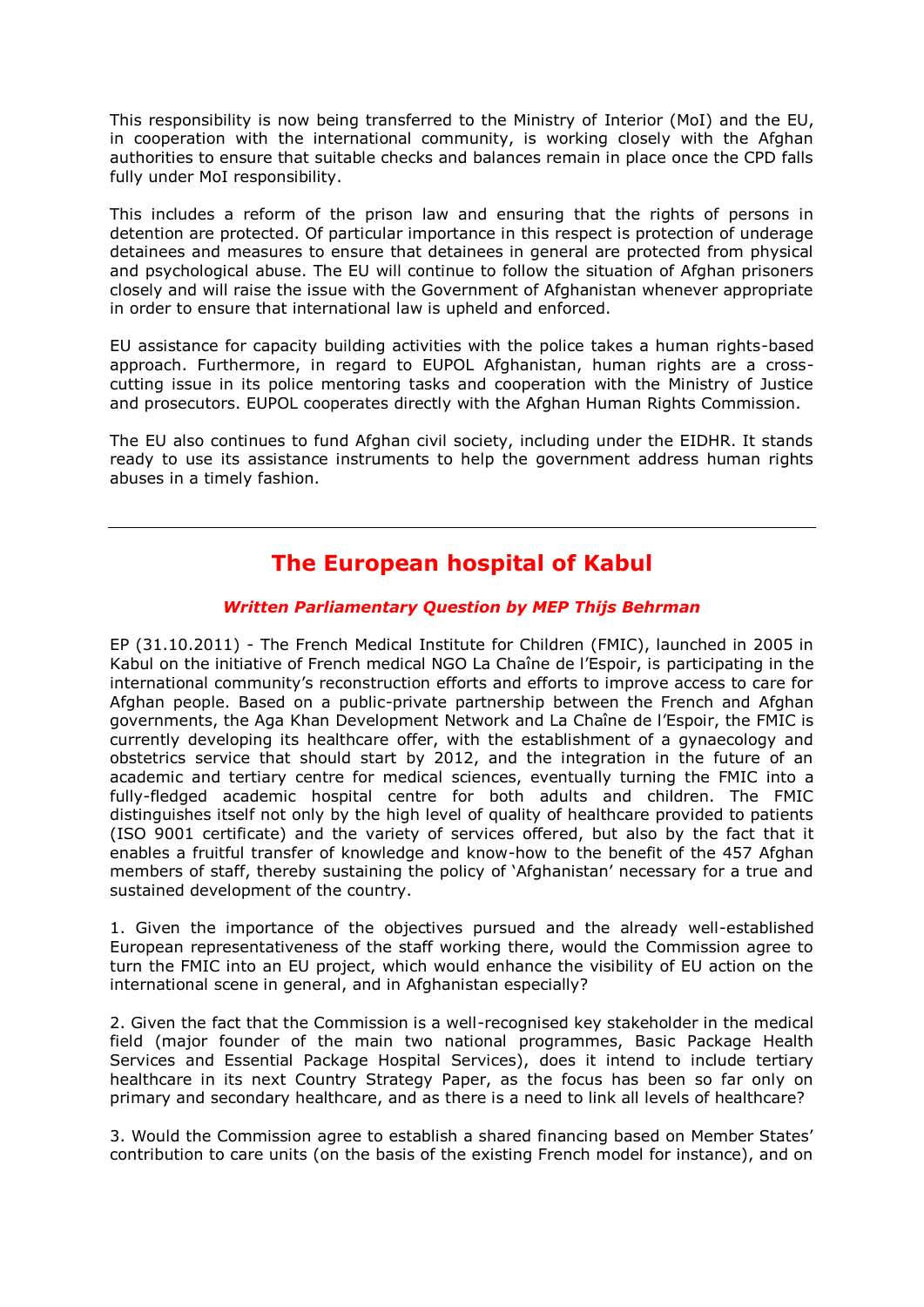This responsibility is now being transferred to the Ministry of Interior (MoI) and the EU, in cooperation with the international community, is working closely with the Afghan authorities to ensure that suitable checks and balances remain in place once the CPD falls fully under MoI responsibility.

This includes a reform of the prison law and ensuring that the rights of persons in detention are protected. Of particular importance in this respect is protection of underage detainees and measures to ensure that detainees in general are protected from physical and psychological abuse. The EU will continue to follow the situation of Afghan prisoners closely and will raise the issue with the Government of Afghanistan whenever appropriate in order to ensure that international law is upheld and enforced.

EU assistance for capacity building activities with the police takes a human rights-based approach. Furthermore, in regard to EUPOL Afghanistan, human rights are a cross-cutting issue in its police mentoring tasks and cooperation with the Ministry of Justice and prosecutors. EUPOL cooperates directly with the Afghan Human Rights Commission.

The EU also continues to fund Afghan civil society, including under the EIDHR. It stands ready to use its assistance instruments to help the government address human rights abuses in a timely fashion.

---

## The European hospital of Kabul

***Written Parliamentary Question by MEP Thijs Behrman***

EP (31.10.2011) - The French Medical Institute for Children (FMIC), launched in 2005 in Kabul on the initiative of French medical NGO La Chaîne de l'Espoir, is participating in the international community's reconstruction efforts and efforts to improve access to care for Afghan people. Based on a public-private partnership between the French and Afghan governments, the Aga Khan Development Network and La Chaîne de l'Espoir, the FMIC is currently developing its healthcare offer, with the establishment of a gynaecology and obstetrics service that should start by 2012, and the integration in the future of an academic and tertiary centre for medical sciences, eventually turning the FMIC into a fully-fledged academic hospital centre for both adults and children. The FMIC distinguishes itself not only by the high level of quality of healthcare provided to patients (ISO 9001 certificate) and the variety of services offered, but also by the fact that it enables a fruitful transfer of knowledge and know-how to the benefit of the 457 Afghan members of staff, thereby sustaining the policy of 'Afghanistan' necessary for a true and sustained development of the country.

1. Given the importance of the objectives pursued and the already well-established European representativeness of the staff working there, would the Commission agree to turn the FMIC into an EU project, which would enhance the visibility of EU action on the international scene in general, and in Afghanistan especially?

2. Given the fact that the Commission is a well-recognised key stakeholder in the medical field (major founder of the main two national programmes, Basic Package Health Services and Essential Package Hospital Services), does it intend to include tertiary healthcare in its next Country Strategy Paper, as the focus has been so far only on primary and secondary healthcare, and as there is a need to link all levels of healthcare?

3. Would the Commission agree to establish a shared financing based on Member States' contribution to care units (on the basis of the existing French model for instance), and on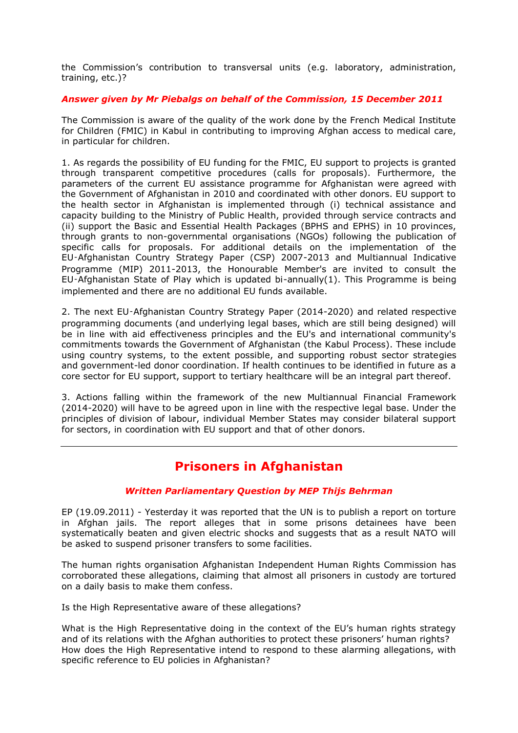the Commission's contribution to transversal units (e.g. laboratory, administration, training, etc.)?

***Answer given by Mr Piebalgs on behalf of the Commission, 15 December 2011***

The Commission is aware of the quality of the work done by the French Medical Institute for Children (FMIC) in Kabul in contributing to improving Afghan access to medical care, in particular for children.

1. As regards the possibility of EU funding for the FMIC, EU support to projects is granted through transparent competitive procedures (calls for proposals). Furthermore, the parameters of the current EU assistance programme for Afghanistan were agreed with the Government of Afghanistan in 2010 and coordinated with other donors. EU support to the health sector in Afghanistan is implemented through (i) technical assistance and capacity building to the Ministry of Public Health, provided through service contracts and (ii) support the Basic and Essential Health Packages (BPHS and EPHS) in 10 provinces, through grants to non-governmental organisations (NGOs) following the publication of specific calls for proposals. For additional details on the implementation of the EU-Afghanistan Country Strategy Paper (CSP) 2007-2013 and Multiannual Indicative Programme (MIP) 2011-2013, the Honourable Member's are invited to consult the EU-Afghanistan State of Play which is updated bi-annually(1). This Programme is being implemented and there are no additional EU funds available.

2. The next EU-Afghanistan Country Strategy Paper (2014-2020) and related respective programming documents (and underlying legal bases, which are still being designed) will be in line with aid effectiveness principles and the EU's and international community's commitments towards the Government of Afghanistan (the Kabul Process). These include using country systems, to the extent possible, and supporting robust sector strategies and government-led donor coordination. If health continues to be identified in future as a core sector for EU support, support to tertiary healthcare will be an integral part thereof.

3. Actions falling within the framework of the new Multiannual Financial Framework (2014-2020) will have to be agreed upon in line with the respective legal base. Under the principles of division of labour, individual Member States may consider bilateral support for sectors, in coordination with EU support and that of other donors.

---

## Prisoners in Afghanistan

***Written Parliamentary Question by MEP Thijs Behrman***

EP (19.09.2011) - Yesterday it was reported that the UN is to publish a report on torture in Afghan jails. The report alleges that in some prisons detainees have been systematically beaten and given electric shocks and suggests that as a result NATO will be asked to suspend prisoner transfers to some facilities.

The human rights organisation Afghanistan Independent Human Rights Commission has corroborated these allegations, claiming that almost all prisoners in custody are tortured on a daily basis to make them confess.

Is the High Representative aware of these allegations?

What is the High Representative doing in the context of the EU's human rights strategy and of its relations with the Afghan authorities to protect these prisoners' human rights? How does the High Representative intend to respond to these alarming allegations, with specific reference to EU policies in Afghanistan?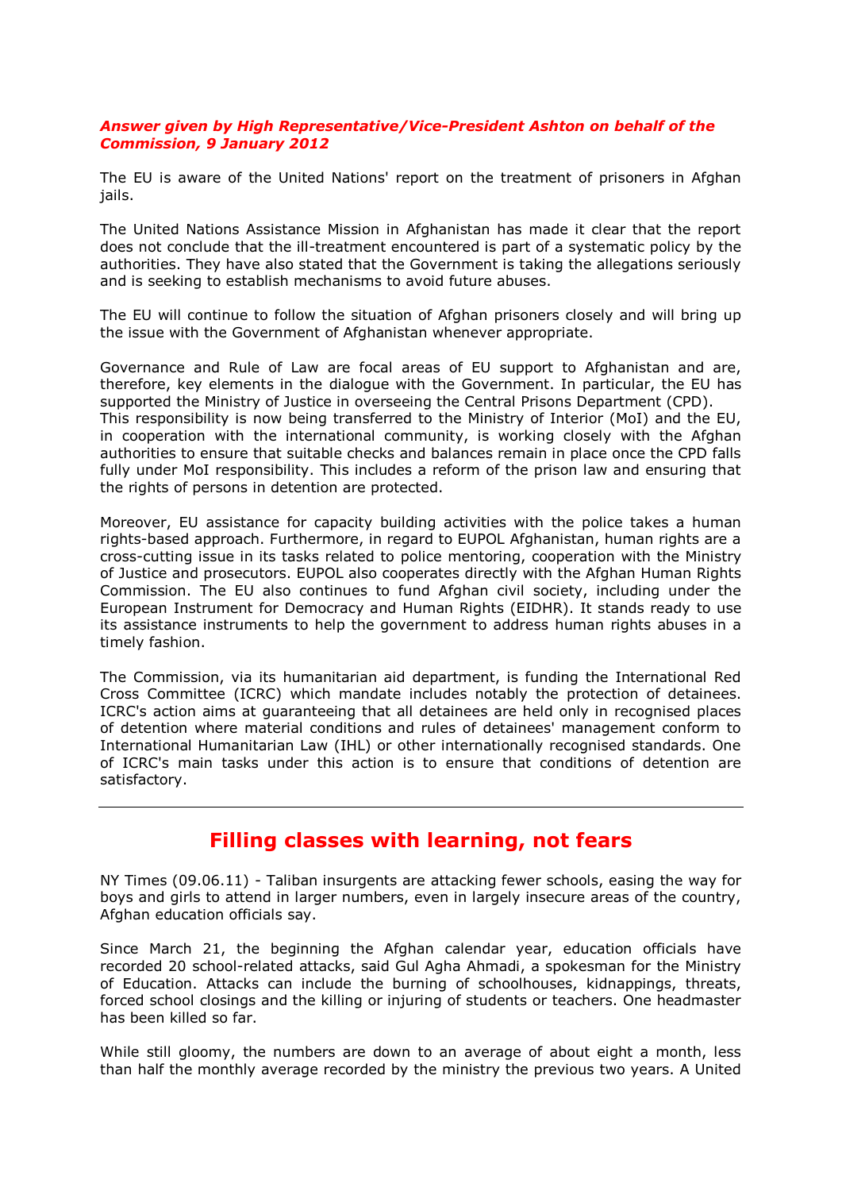***Answer given by High Representative/Vice-President Ashton on behalf of the Commission, 9 January 2012***

The EU is aware of the United Nations' report on the treatment of prisoners in Afghan jails.

The United Nations Assistance Mission in Afghanistan has made it clear that the report does not conclude that the ill-treatment encountered is part of a systematic policy by the authorities. They have also stated that the Government is taking the allegations seriously and is seeking to establish mechanisms to avoid future abuses.

The EU will continue to follow the situation of Afghan prisoners closely and will bring up the issue with the Government of Afghanistan whenever appropriate.

Governance and Rule of Law are focal areas of EU support to Afghanistan and are, therefore, key elements in the dialogue with the Government. In particular, the EU has supported the Ministry of Justice in overseeing the Central Prisons Department (CPD). This responsibility is now being transferred to the Ministry of Interior (MoI) and the EU, in cooperation with the international community, is working closely with the Afghan authorities to ensure that suitable checks and balances remain in place once the CPD falls fully under MoI responsibility. This includes a reform of the prison law and ensuring that the rights of persons in detention are protected.

Moreover, EU assistance for capacity building activities with the police takes a human rights-based approach. Furthermore, in regard to EUPOL Afghanistan, human rights are a cross-cutting issue in its tasks related to police mentoring, cooperation with the Ministry of Justice and prosecutors. EUPOL also cooperates directly with the Afghan Human Rights Commission. The EU also continues to fund Afghan civil society, including under the European Instrument for Democracy and Human Rights (EIDHR). It stands ready to use its assistance instruments to help the government to address human rights abuses in a timely fashion.

The Commission, via its humanitarian aid department, is funding the International Red Cross Committee (ICRC) which mandate includes notably the protection of detainees. ICRC's action aims at guaranteeing that all detainees are held only in recognised places of detention where material conditions and rules of detainees' management conform to International Humanitarian Law (IHL) or other internationally recognised standards. One of ICRC's main tasks under this action is to ensure that conditions of detention are satisfactory.

---

## Filling classes with learning, not fears

NY Times (09.06.11) - Taliban insurgents are attacking fewer schools, easing the way for boys and girls to attend in larger numbers, even in largely insecure areas of the country, Afghan education officials say.

Since March 21, the beginning the Afghan calendar year, education officials have recorded 20 school-related attacks, said Gul Agha Ahmadi, a spokesman for the Ministry of Education. Attacks can include the burning of schoolhouses, kidnappings, threats, forced school closings and the killing or injuring of students or teachers. One headmaster has been killed so far.

While still gloomy, the numbers are down to an average of about eight a month, less than half the monthly average recorded by the ministry the previous two years. A United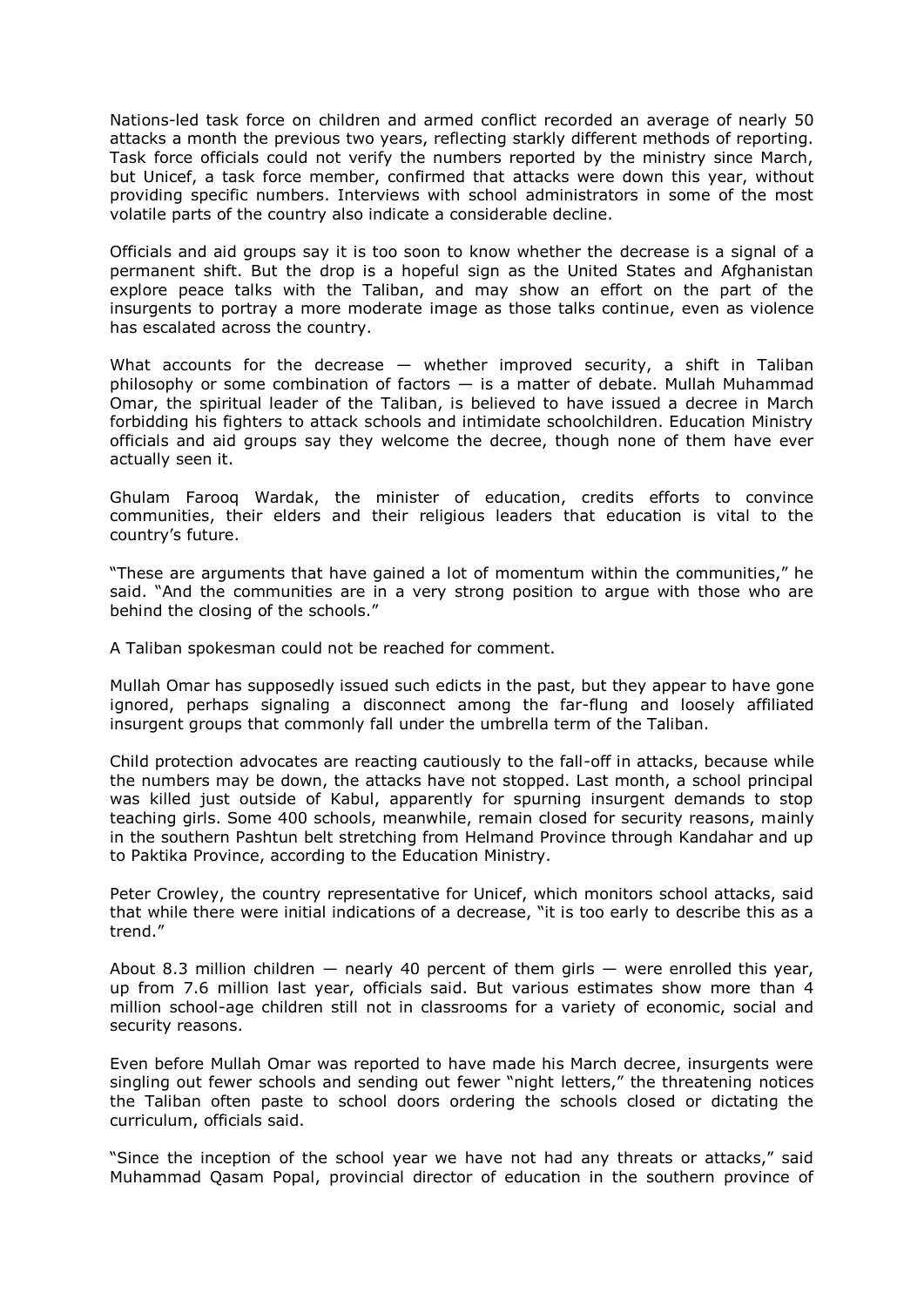Nations-led task force on children and armed conflict recorded an average of nearly 50 attacks a month the previous two years, reflecting starkly different methods of reporting. Task force officials could not verify the numbers reported by the ministry since March, but Unicef, a task force member, confirmed that attacks were down this year, without providing specific numbers. Interviews with school administrators in some of the most volatile parts of the country also indicate a considerable decline.

Officials and aid groups say it is too soon to know whether the decrease is a signal of a permanent shift. But the drop is a hopeful sign as the United States and Afghanistan explore peace talks with the Taliban, and may show an effort on the part of the insurgents to portray a more moderate image as those talks continue, even as violence has escalated across the country.

What accounts for the decrease — whether improved security, a shift in Taliban philosophy or some combination of factors — is a matter of debate. Mullah Muhammad Omar, the spiritual leader of the Taliban, is believed to have issued a decree in March forbidding his fighters to attack schools and intimidate schoolchildren. Education Ministry officials and aid groups say they welcome the decree, though none of them have ever actually seen it.

Ghulam Farooq Wardak, the minister of education, credits efforts to convince communities, their elders and their religious leaders that education is vital to the country's future.

"These are arguments that have gained a lot of momentum within the communities," he said. "And the communities are in a very strong position to argue with those who are behind the closing of the schools."

A Taliban spokesman could not be reached for comment.

Mullah Omar has supposedly issued such edicts in the past, but they appear to have gone ignored, perhaps signaling a disconnect among the far-flung and loosely affiliated insurgent groups that commonly fall under the umbrella term of the Taliban.

Child protection advocates are reacting cautiously to the fall-off in attacks, because while the numbers may be down, the attacks have not stopped. Last month, a school principal was killed just outside of Kabul, apparently for spurning insurgent demands to stop teaching girls. Some 400 schools, meanwhile, remain closed for security reasons, mainly in the southern Pashtun belt stretching from Helmand Province through Kandahar and up to Paktika Province, according to the Education Ministry.

Peter Crowley, the country representative for Unicef, which monitors school attacks, said that while there were initial indications of a decrease, "it is too early to describe this as a trend."

About 8.3 million children — nearly 40 percent of them girls — were enrolled this year, up from 7.6 million last year, officials said. But various estimates show more than 4 million school-age children still not in classrooms for a variety of economic, social and security reasons.

Even before Mullah Omar was reported to have made his March decree, insurgents were singling out fewer schools and sending out fewer "night letters," the threatening notices the Taliban often paste to school doors ordering the schools closed or dictating the curriculum, officials said.

"Since the inception of the school year we have not had any threats or attacks," said Muhammad Qasam Popal, provincial director of education in the southern province of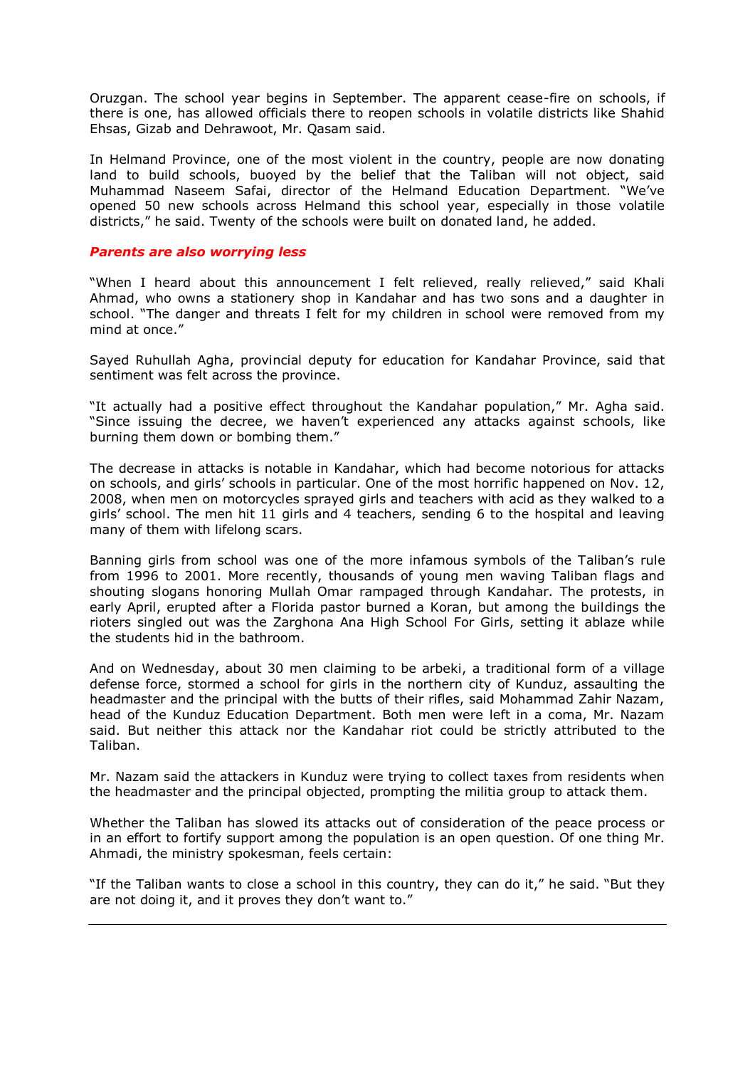Oruzgan. The school year begins in September. The apparent cease-fire on schools, if there is one, has allowed officials there to reopen schools in volatile districts like Shahid Ehsas, Gizab and Dehrawoot, Mr. Qasam said.

In Helmand Province, one of the most violent in the country, people are now donating land to build schools, buoyed by the belief that the Taliban will not object, said Muhammad Naseem Safai, director of the Helmand Education Department. "We've opened 50 new schools across Helmand this school year, especially in those volatile districts," he said. Twenty of the schools were built on donated land, he added.

***Parents are also worrying less***

"When I heard about this announcement I felt relieved, really relieved," said Khali Ahmad, who owns a stationery shop in Kandahar and has two sons and a daughter in school. "The danger and threats I felt for my children in school were removed from my mind at once."

Sayed Ruhullah Agha, provincial deputy for education for Kandahar Province, said that sentiment was felt across the province.

"It actually had a positive effect throughout the Kandahar population," Mr. Agha said. "Since issuing the decree, we haven't experienced any attacks against schools, like burning them down or bombing them."

The decrease in attacks is notable in Kandahar, which had become notorious for attacks on schools, and girls' schools in particular. One of the most horrific happened on Nov. 12, 2008, when men on motorcycles sprayed girls and teachers with acid as they walked to a girls' school. The men hit 11 girls and 4 teachers, sending 6 to the hospital and leaving many of them with lifelong scars.

Banning girls from school was one of the more infamous symbols of the Taliban's rule from 1996 to 2001. More recently, thousands of young men waving Taliban flags and shouting slogans honoring Mullah Omar rampaged through Kandahar. The protests, in early April, erupted after a Florida pastor burned a Koran, but among the buildings the rioters singled out was the Zarghona Ana High School For Girls, setting it ablaze while the students hid in the bathroom.

And on Wednesday, about 30 men claiming to be arbeki, a traditional form of a village defense force, stormed a school for girls in the northern city of Kunduz, assaulting the headmaster and the principal with the butts of their rifles, said Mohammad Zahir Nazam, head of the Kunduz Education Department. Both men were left in a coma, Mr. Nazam said. But neither this attack nor the Kandahar riot could be strictly attributed to the Taliban.

Mr. Nazam said the attackers in Kunduz were trying to collect taxes from residents when the headmaster and the principal objected, prompting the militia group to attack them.

Whether the Taliban has slowed its attacks out of consideration of the peace process or in an effort to fortify support among the population is an open question. Of one thing Mr. Ahmadi, the ministry spokesman, feels certain:

"If the Taliban wants to close a school in this country, they can do it," he said. "But they are not doing it, and it proves they don't want to."

---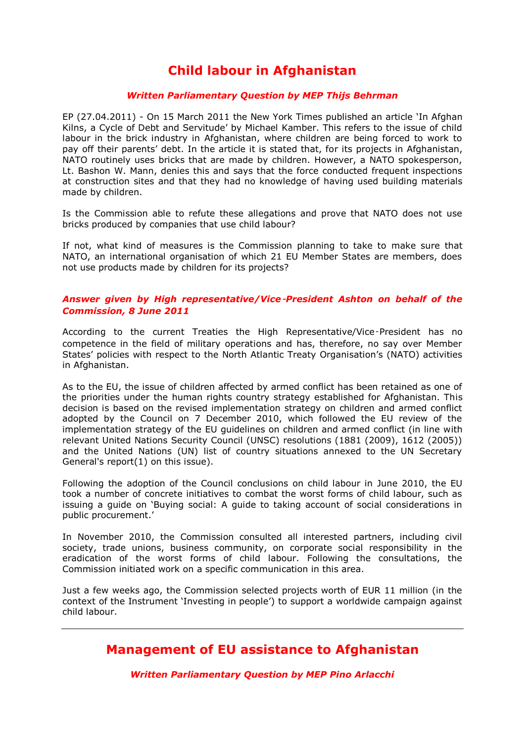## Child labour in Afghanistan

***Written Parliamentary Question by MEP Thijs Behrman***

EP (27.04.2011) - On 15 March 2011 the New York Times published an article 'In Afghan Kilns, a Cycle of Debt and Servitude' by Michael Kamber. This refers to the issue of child labour in the brick industry in Afghanistan, where children are being forced to work to pay off their parents' debt. In the article it is stated that, for its projects in Afghanistan, NATO routinely uses bricks that are made by children. However, a NATO spokesperson, Lt. Bashon W. Mann, denies this and says that the force conducted frequent inspections at construction sites and that they had no knowledge of having used building materials made by children.

Is the Commission able to refute these allegations and prove that NATO does not use bricks produced by companies that use child labour?

If not, what kind of measures is the Commission planning to take to make sure that NATO, an international organisation of which 21 EU Member States are members, does not use products made by children for its projects?

***Answer given by High representative/Vice-President Ashton on behalf of the Commission, 8 June 2011***

According to the current Treaties the High Representative/Vice-President has no competence in the field of military operations and has, therefore, no say over Member States' policies with respect to the North Atlantic Treaty Organisation's (NATO) activities in Afghanistan.

As to the EU, the issue of children affected by armed conflict has been retained as one of the priorities under the human rights country strategy established for Afghanistan. This decision is based on the revised implementation strategy on children and armed conflict adopted by the Council on 7 December 2010, which followed the EU review of the implementation strategy of the EU guidelines on children and armed conflict (in line with relevant United Nations Security Council (UNSC) resolutions (1881 (2009), 1612 (2005)) and the United Nations (UN) list of country situations annexed to the UN Secretary General's report(1) on this issue).

Following the adoption of the Council conclusions on child labour in June 2010, the EU took a number of concrete initiatives to combat the worst forms of child labour, such as issuing a guide on 'Buying social: A guide to taking account of social considerations in public procurement.'

In November 2010, the Commission consulted all interested partners, including civil society, trade unions, business community, on corporate social responsibility in the eradication of the worst forms of child labour. Following the consultations, the Commission initiated work on a specific communication in this area.

Just a few weeks ago, the Commission selected projects worth of EUR 11 million (in the context of the Instrument 'Investing in people') to support a worldwide campaign against child labour.

---

## Management of EU assistance to Afghanistan

***Written Parliamentary Question by MEP Pino Arlacchi***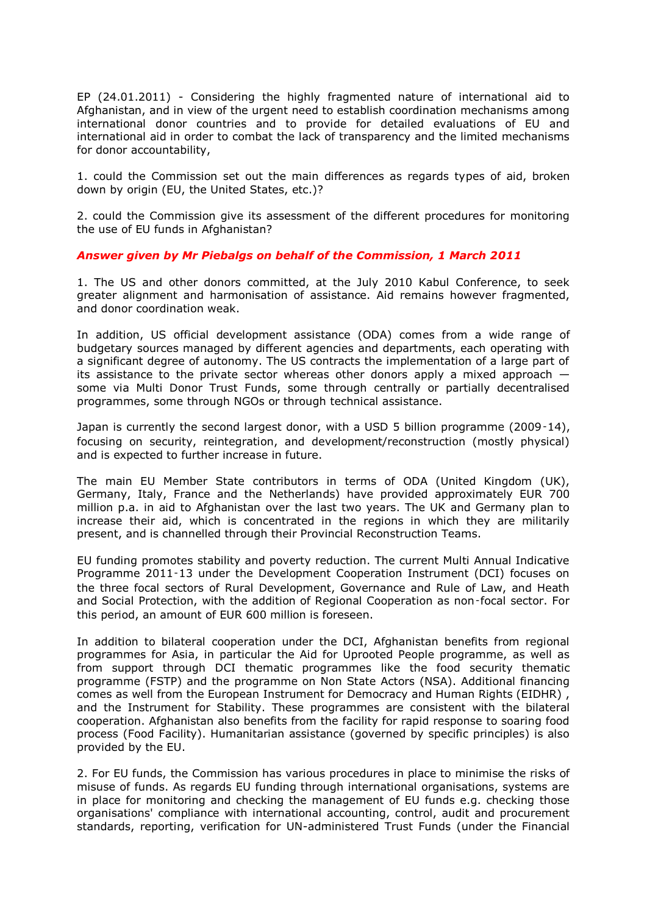EP (24.01.2011) - Considering the highly fragmented nature of international aid to Afghanistan, and in view of the urgent need to establish coordination mechanisms among international donor countries and to provide for detailed evaluations of EU and international aid in order to combat the lack of transparency and the limited mechanisms for donor accountability,

1. could the Commission set out the main differences as regards types of aid, broken down by origin (EU, the United States, etc.)?

2. could the Commission give its assessment of the different procedures for monitoring the use of EU funds in Afghanistan?

***Answer given by Mr Piebalgs on behalf of the Commission, 1 March 2011***

1. The US and other donors committed, at the July 2010 Kabul Conference, to seek greater alignment and harmonisation of assistance. Aid remains however fragmented, and donor coordination weak.

In addition, US official development assistance (ODA) comes from a wide range of budgetary sources managed by different agencies and departments, each operating with a significant degree of autonomy. The US contracts the implementation of a large part of its assistance to the private sector whereas other donors apply a mixed approach — some via Multi Donor Trust Funds, some through centrally or partially decentralised programmes, some through NGOs or through technical assistance.

Japan is currently the second largest donor, with a USD 5 billion programme (2009-14), focusing on security, reintegration, and development/reconstruction (mostly physical) and is expected to further increase in future.

The main EU Member State contributors in terms of ODA (United Kingdom (UK), Germany, Italy, France and the Netherlands) have provided approximately EUR 700 million p.a. in aid to Afghanistan over the last two years. The UK and Germany plan to increase their aid, which is concentrated in the regions in which they are militarily present, and is channelled through their Provincial Reconstruction Teams.

EU funding promotes stability and poverty reduction. The current Multi Annual Indicative Programme 2011-13 under the Development Cooperation Instrument (DCI) focuses on the three focal sectors of Rural Development, Governance and Rule of Law, and Heath and Social Protection, with the addition of Regional Cooperation as non-focal sector. For this period, an amount of EUR 600 million is foreseen.

In addition to bilateral cooperation under the DCI, Afghanistan benefits from regional programmes for Asia, in particular the Aid for Uprooted People programme, as well as from support through DCI thematic programmes like the food security thematic programme (FSTP) and the programme on Non State Actors (NSA). Additional financing comes as well from the European Instrument for Democracy and Human Rights (EIDHR) , and the Instrument for Stability. These programmes are consistent with the bilateral cooperation. Afghanistan also benefits from the facility for rapid response to soaring food process (Food Facility). Humanitarian assistance (governed by specific principles) is also provided by the EU.

2. For EU funds, the Commission has various procedures in place to minimise the risks of misuse of funds. As regards EU funding through international organisations, systems are in place for monitoring and checking the management of EU funds e.g. checking those organisations' compliance with international accounting, control, audit and procurement standards, reporting, verification for UN-administered Trust Funds (under the Financial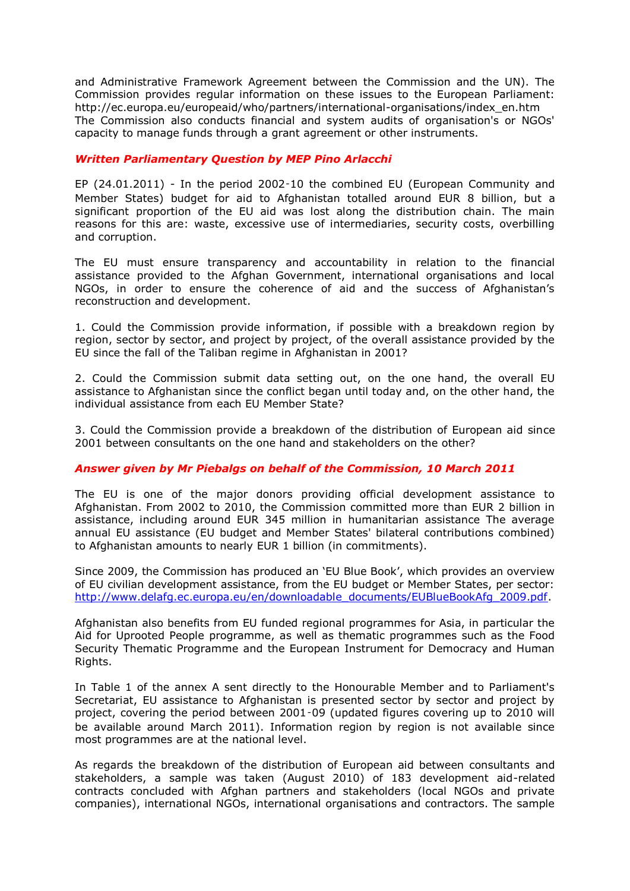and Administrative Framework Agreement between the Commission and the UN). The Commission provides regular information on these issues to the European Parliament: http://ec.europa.eu/europeaid/who/partners/international-organisations/index_en.htm
The Commission also conducts financial and system audits of organisation's or NGOs' capacity to manage funds through a grant agreement or other instruments.

### *Written Parliamentary Question by MEP Pino Arlacchi*

EP (24.01.2011) - In the period 2002-10 the combined EU (European Community and Member States) budget for aid to Afghanistan totalled around EUR 8 billion, but a significant proportion of the EU aid was lost along the distribution chain. The main reasons for this are: waste, excessive use of intermediaries, security costs, overbilling and corruption.

The EU must ensure transparency and accountability in relation to the financial assistance provided to the Afghan Government, international organisations and local NGOs, in order to ensure the coherence of aid and the success of Afghanistan's reconstruction and development.

1. Could the Commission provide information, if possible with a breakdown region by region, sector by sector, and project by project, of the overall assistance provided by the EU since the fall of the Taliban regime in Afghanistan in 2001?

2. Could the Commission submit data setting out, on the one hand, the overall EU assistance to Afghanistan since the conflict began until today and, on the other hand, the individual assistance from each EU Member State?

3. Could the Commission provide a breakdown of the distribution of European aid since 2001 between consultants on the one hand and stakeholders on the other?

### *Answer given by Mr Piebalgs on behalf of the Commission, 10 March 2011*

The EU is one of the major donors providing official development assistance to Afghanistan. From 2002 to 2010, the Commission committed more than EUR 2 billion in assistance, including around EUR 345 million in humanitarian assistance The average annual EU assistance (EU budget and Member States' bilateral contributions combined) to Afghanistan amounts to nearly EUR 1 billion (in commitments).

Since 2009, the Commission has produced an 'EU Blue Book', which provides an overview of EU civilian development assistance, from the EU budget or Member States, per sector: http://www.delafg.ec.europa.eu/en/downloadable_documents/EUBlueBookAfg_2009.pdf.

Afghanistan also benefits from EU funded regional programmes for Asia, in particular the Aid for Uprooted People programme, as well as thematic programmes such as the Food Security Thematic Programme and the European Instrument for Democracy and Human Rights.

In Table 1 of the annex A sent directly to the Honourable Member and to Parliament's Secretariat, EU assistance to Afghanistan is presented sector by sector and project by project, covering the period between 2001-09 (updated figures covering up to 2010 will be available around March 2011). Information region by region is not available since most programmes are at the national level.

As regards the breakdown of the distribution of European aid between consultants and stakeholders, a sample was taken (August 2010) of 183 development aid-related contracts concluded with Afghan partners and stakeholders (local NGOs and private companies), international NGOs, international organisations and contractors. The sample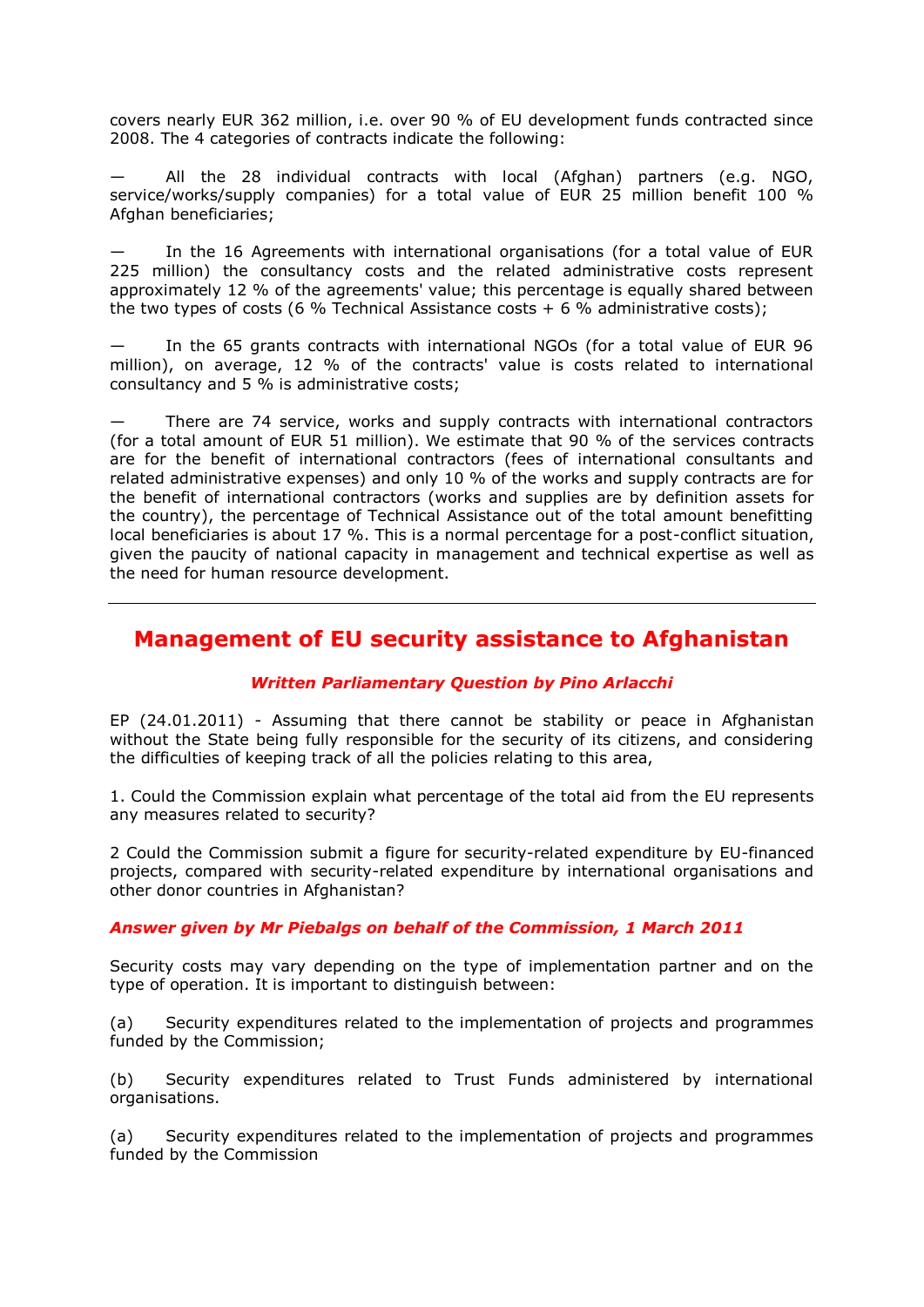covers nearly EUR 362 million, i.e. over 90 % of EU development funds contracted since 2008. The 4 categories of contracts indicate the following:

— All the 28 individual contracts with local (Afghan) partners (e.g. NGO, service/works/supply companies) for a total value of EUR 25 million benefit 100 % Afghan beneficiaries;

— In the 16 Agreements with international organisations (for a total value of EUR 225 million) the consultancy costs and the related administrative costs represent approximately 12 % of the agreements' value; this percentage is equally shared between the two types of costs (6 % Technical Assistance costs + 6 % administrative costs);

— In the 65 grants contracts with international NGOs (for a total value of EUR 96 million), on average, 12 % of the contracts' value is costs related to international consultancy and 5 % is administrative costs;

— There are 74 service, works and supply contracts with international contractors (for a total amount of EUR 51 million). We estimate that 90 % of the services contracts are for the benefit of international contractors (fees of international consultants and related administrative expenses) and only 10 % of the works and supply contracts are for the benefit of international contractors (works and supplies are by definition assets for the country), the percentage of Technical Assistance out of the total amount benefitting local beneficiaries is about 17 %. This is a normal percentage for a post-conflict situation, given the paucity of national capacity in management and technical expertise as well as the need for human resource development.

---

## Management of EU security assistance to Afghanistan

***Written Parliamentary Question by Pino Arlacchi***

EP (24.01.2011) - Assuming that there cannot be stability or peace in Afghanistan without the State being fully responsible for the security of its citizens, and considering the difficulties of keeping track of all the policies relating to this area,

1. Could the Commission explain what percentage of the total aid from the EU represents any measures related to security?

2 Could the Commission submit a figure for security-related expenditure by EU-financed projects, compared with security-related expenditure by international organisations and other donor countries in Afghanistan?

***Answer given by Mr Piebalgs on behalf of the Commission, 1 March 2011***

Security costs may vary depending on the type of implementation partner and on the type of operation. It is important to distinguish between:

(a) Security expenditures related to the implementation of projects and programmes funded by the Commission;

(b) Security expenditures related to Trust Funds administered by international organisations.

(a) Security expenditures related to the implementation of projects and programmes funded by the Commission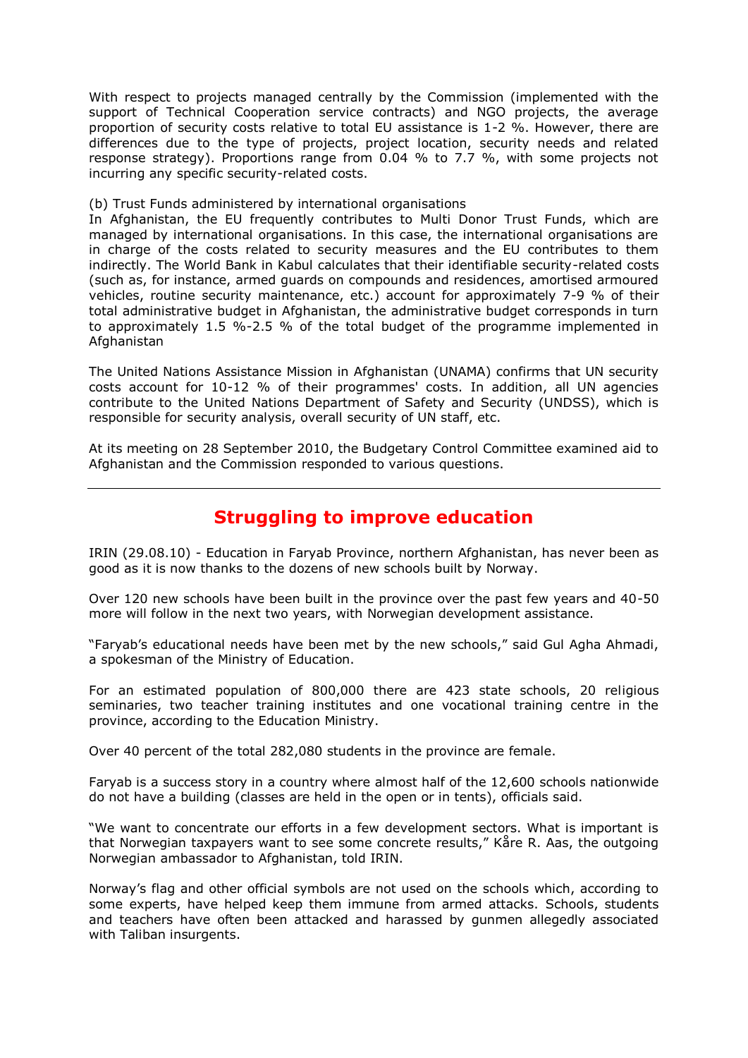With respect to projects managed centrally by the Commission (implemented with the support of Technical Cooperation service contracts) and NGO projects, the average proportion of security costs relative to total EU assistance is 1-2 %. However, there are differences due to the type of projects, project location, security needs and related response strategy). Proportions range from 0.04 % to 7.7 %, with some projects not incurring any specific security-related costs.

(b) Trust Funds administered by international organisations
In Afghanistan, the EU frequently contributes to Multi Donor Trust Funds, which are managed by international organisations. In this case, the international organisations are in charge of the costs related to security measures and the EU contributes to them indirectly. The World Bank in Kabul calculates that their identifiable security-related costs (such as, for instance, armed guards on compounds and residences, amortised armoured vehicles, routine security maintenance, etc.) account for approximately 7-9 % of their total administrative budget in Afghanistan, the administrative budget corresponds in turn to approximately 1.5 %-2.5 % of the total budget of the programme implemented in Afghanistan

The United Nations Assistance Mission in Afghanistan (UNAMA) confirms that UN security costs account for 10-12 % of their programmes' costs. In addition, all UN agencies contribute to the United Nations Department of Safety and Security (UNDSS), which is responsible for security analysis, overall security of UN staff, etc.

At its meeting on 28 September 2010, the Budgetary Control Committee examined aid to Afghanistan and the Commission responded to various questions.

---

## Struggling to improve education

IRIN (29.08.10) - Education in Faryab Province, northern Afghanistan, has never been as good as it is now thanks to the dozens of new schools built by Norway.

Over 120 new schools have been built in the province over the past few years and 40-50 more will follow in the next two years, with Norwegian development assistance.

"Faryab's educational needs have been met by the new schools," said Gul Agha Ahmadi, a spokesman of the Ministry of Education.

For an estimated population of 800,000 there are 423 state schools, 20 religious seminaries, two teacher training institutes and one vocational training centre in the province, according to the Education Ministry.

Over 40 percent of the total 282,080 students in the province are female.

Faryab is a success story in a country where almost half of the 12,600 schools nationwide do not have a building (classes are held in the open or in tents), officials said.

"We want to concentrate our efforts in a few development sectors. What is important is that Norwegian taxpayers want to see some concrete results," Kåre R. Aas, the outgoing Norwegian ambassador to Afghanistan, told IRIN.

Norway's flag and other official symbols are not used on the schools which, according to some experts, have helped keep them immune from armed attacks. Schools, students and teachers have often been attacked and harassed by gunmen allegedly associated with Taliban insurgents.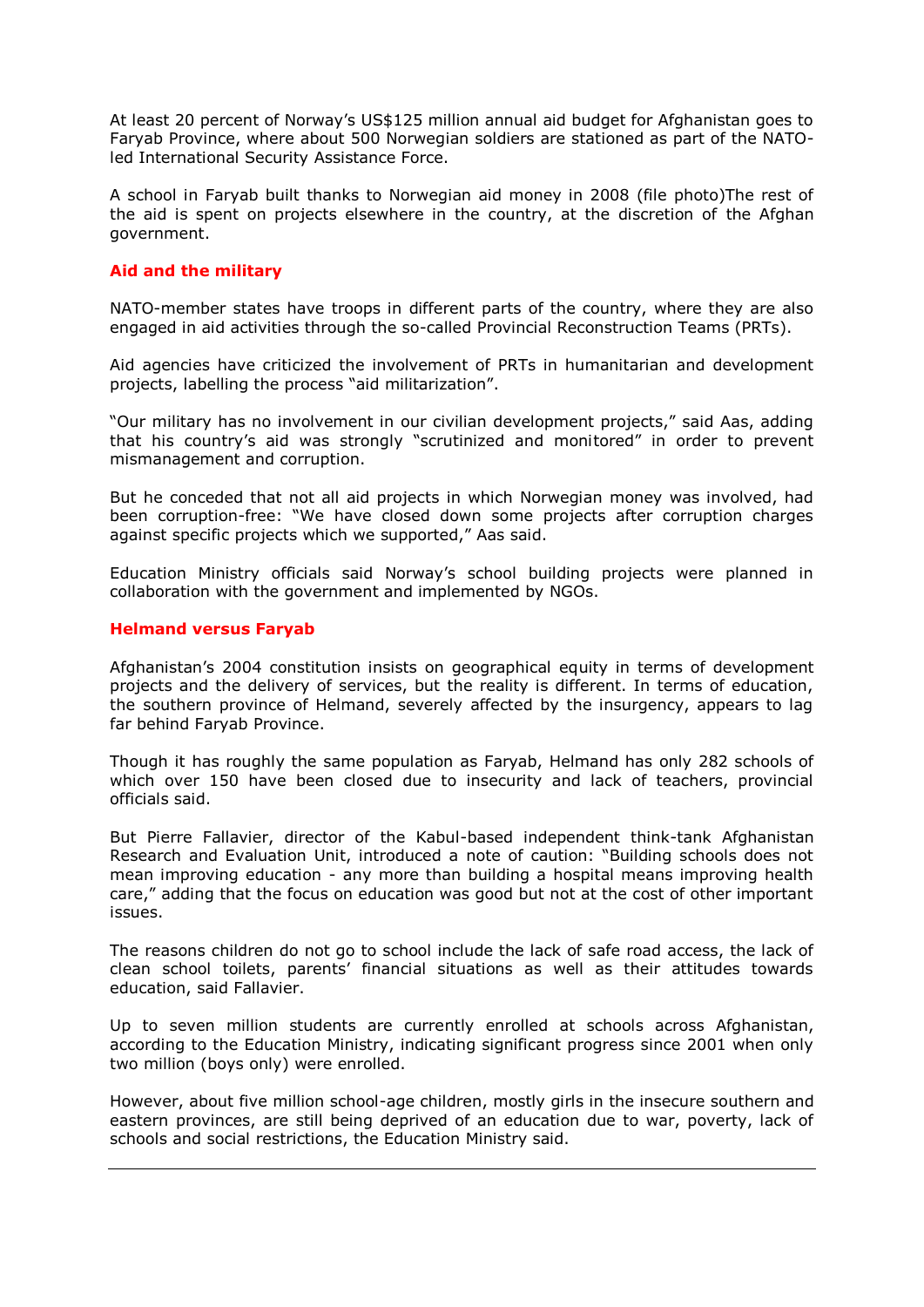At least 20 percent of Norway's US$125 million annual aid budget for Afghanistan goes to Faryab Province, where about 500 Norwegian soldiers are stationed as part of the NATO-led International Security Assistance Force.

A school in Faryab built thanks to Norwegian aid money in 2008 (file photo)The rest of the aid is spent on projects elsewhere in the country, at the discretion of the Afghan government.

## Aid and the military

NATO-member states have troops in different parts of the country, where they are also engaged in aid activities through the so-called Provincial Reconstruction Teams (PRTs).

Aid agencies have criticized the involvement of PRTs in humanitarian and development projects, labelling the process "aid militarization".

"Our military has no involvement in our civilian development projects," said Aas, adding that his country's aid was strongly "scrutinized and monitored" in order to prevent mismanagement and corruption.

But he conceded that not all aid projects in which Norwegian money was involved, had been corruption-free: "We have closed down some projects after corruption charges against specific projects which we supported," Aas said.

Education Ministry officials said Norway's school building projects were planned in collaboration with the government and implemented by NGOs.

## Helmand versus Faryab

Afghanistan's 2004 constitution insists on geographical equity in terms of development projects and the delivery of services, but the reality is different. In terms of education, the southern province of Helmand, severely affected by the insurgency, appears to lag far behind Faryab Province.

Though it has roughly the same population as Faryab, Helmand has only 282 schools of which over 150 have been closed due to insecurity and lack of teachers, provincial officials said.

But Pierre Fallavier, director of the Kabul-based independent think-tank Afghanistan Research and Evaluation Unit, introduced a note of caution: "Building schools does not mean improving education - any more than building a hospital means improving health care," adding that the focus on education was good but not at the cost of other important issues.

The reasons children do not go to school include the lack of safe road access, the lack of clean school toilets, parents' financial situations as well as their attitudes towards education, said Fallavier.

Up to seven million students are currently enrolled at schools across Afghanistan, according to the Education Ministry, indicating significant progress since 2001 when only two million (boys only) were enrolled.

However, about five million school-age children, mostly girls in the insecure southern and eastern provinces, are still being deprived of an education due to war, poverty, lack of schools and social restrictions, the Education Ministry said.

---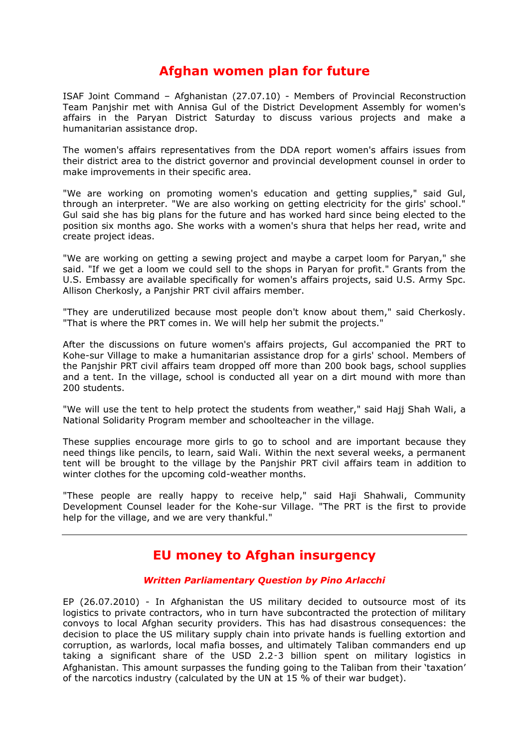## Afghan women plan for future

ISAF Joint Command – Afghanistan (27.07.10) - Members of Provincial Reconstruction Team Panjshir met with Annisa Gul of the District Development Assembly for women's affairs in the Paryan District Saturday to discuss various projects and make a humanitarian assistance drop.

The women's affairs representatives from the DDA report women's affairs issues from their district area to the district governor and provincial development counsel in order to make improvements in their specific area.

"We are working on promoting women's education and getting supplies," said Gul, through an interpreter. "We are also working on getting electricity for the girls' school." Gul said she has big plans for the future and has worked hard since being elected to the position six months ago. She works with a women's shura that helps her read, write and create project ideas.

"We are working on getting a sewing project and maybe a carpet loom for Paryan," she said. "If we get a loom we could sell to the shops in Paryan for profit." Grants from the U.S. Embassy are available specifically for women's affairs projects, said U.S. Army Spc. Allison Cherkosly, a Panjshir PRT civil affairs member.

"They are underutilized because most people don't know about them," said Cherkosly. "That is where the PRT comes in. We will help her submit the projects."

After the discussions on future women's affairs projects, Gul accompanied the PRT to Kohe-sur Village to make a humanitarian assistance drop for a girls' school. Members of the Panjshir PRT civil affairs team dropped off more than 200 book bags, school supplies and a tent. In the village, school is conducted all year on a dirt mound with more than 200 students.

"We will use the tent to help protect the students from weather," said Hajj Shah Wali, a National Solidarity Program member and schoolteacher in the village.

These supplies encourage more girls to go to school and are important because they need things like pencils, to learn, said Wali. Within the next several weeks, a permanent tent will be brought to the village by the Panjshir PRT civil affairs team in addition to winter clothes for the upcoming cold-weather months.

"These people are really happy to receive help," said Haji Shahwali, Community Development Counsel leader for the Kohe-sur Village. "The PRT is the first to provide help for the village, and we are very thankful."

---

## EU money to Afghan insurgency

***Written Parliamentary Question by Pino Arlacchi***

EP (26.07.2010) - In Afghanistan the US military decided to outsource most of its logistics to private contractors, who in turn have subcontracted the protection of military convoys to local Afghan security providers. This has had disastrous consequences: the decision to place the US military supply chain into private hands is fuelling extortion and corruption, as warlords, local mafia bosses, and ultimately Taliban commanders end up taking a significant share of the USD 2.2-3 billion spent on military logistics in Afghanistan. This amount surpasses the funding going to the Taliban from their 'taxation' of the narcotics industry (calculated by the UN at 15 % of their war budget).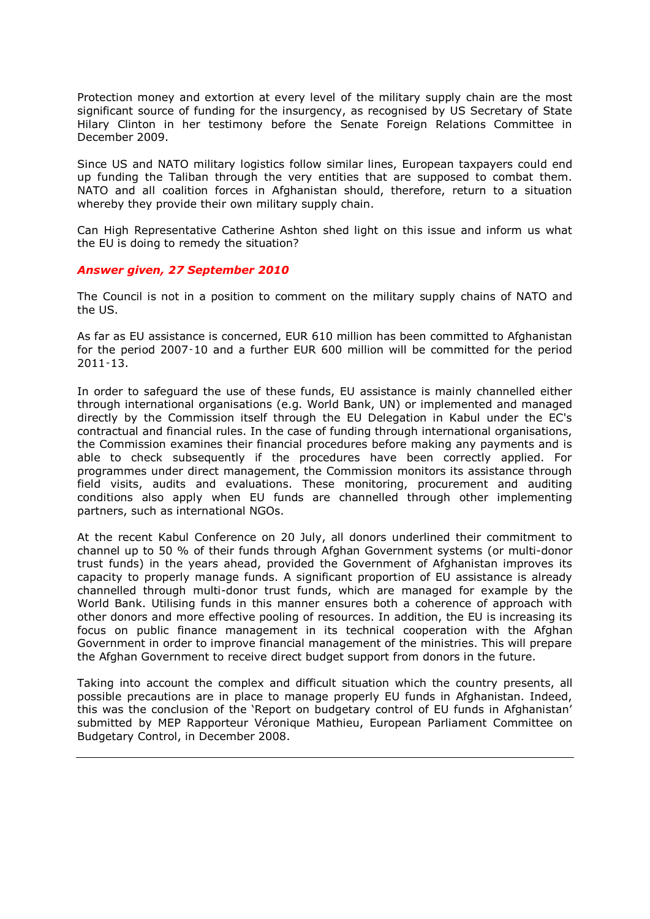Protection money and extortion at every level of the military supply chain are the most significant source of funding for the insurgency, as recognised by US Secretary of State Hilary Clinton in her testimony before the Senate Foreign Relations Committee in December 2009.

Since US and NATO military logistics follow similar lines, European taxpayers could end up funding the Taliban through the very entities that are supposed to combat them. NATO and all coalition forces in Afghanistan should, therefore, return to a situation whereby they provide their own military supply chain.

Can High Representative Catherine Ashton shed light on this issue and inform us what the EU is doing to remedy the situation?

***Answer given, 27 September 2010***

The Council is not in a position to comment on the military supply chains of NATO and the US.

As far as EU assistance is concerned, EUR 610 million has been committed to Afghanistan for the period 2007-10 and a further EUR 600 million will be committed for the period 2011-13.

In order to safeguard the use of these funds, EU assistance is mainly channelled either through international organisations (e.g. World Bank, UN) or implemented and managed directly by the Commission itself through the EU Delegation in Kabul under the EC's contractual and financial rules. In the case of funding through international organisations, the Commission examines their financial procedures before making any payments and is able to check subsequently if the procedures have been correctly applied. For programmes under direct management, the Commission monitors its assistance through field visits, audits and evaluations. These monitoring, procurement and auditing conditions also apply when EU funds are channelled through other implementing partners, such as international NGOs.

At the recent Kabul Conference on 20 July, all donors underlined their commitment to channel up to 50 % of their funds through Afghan Government systems (or multi-donor trust funds) in the years ahead, provided the Government of Afghanistan improves its capacity to properly manage funds. A significant proportion of EU assistance is already channelled through multi-donor trust funds, which are managed for example by the World Bank. Utilising funds in this manner ensures both a coherence of approach with other donors and more effective pooling of resources. In addition, the EU is increasing its focus on public finance management in its technical cooperation with the Afghan Government in order to improve financial management of the ministries. This will prepare the Afghan Government to receive direct budget support from donors in the future.

Taking into account the complex and difficult situation which the country presents, all possible precautions are in place to manage properly EU funds in Afghanistan. Indeed, this was the conclusion of the 'Report on budgetary control of EU funds in Afghanistan' submitted by MEP Rapporteur Véronique Mathieu, European Parliament Committee on Budgetary Control, in December 2008.

---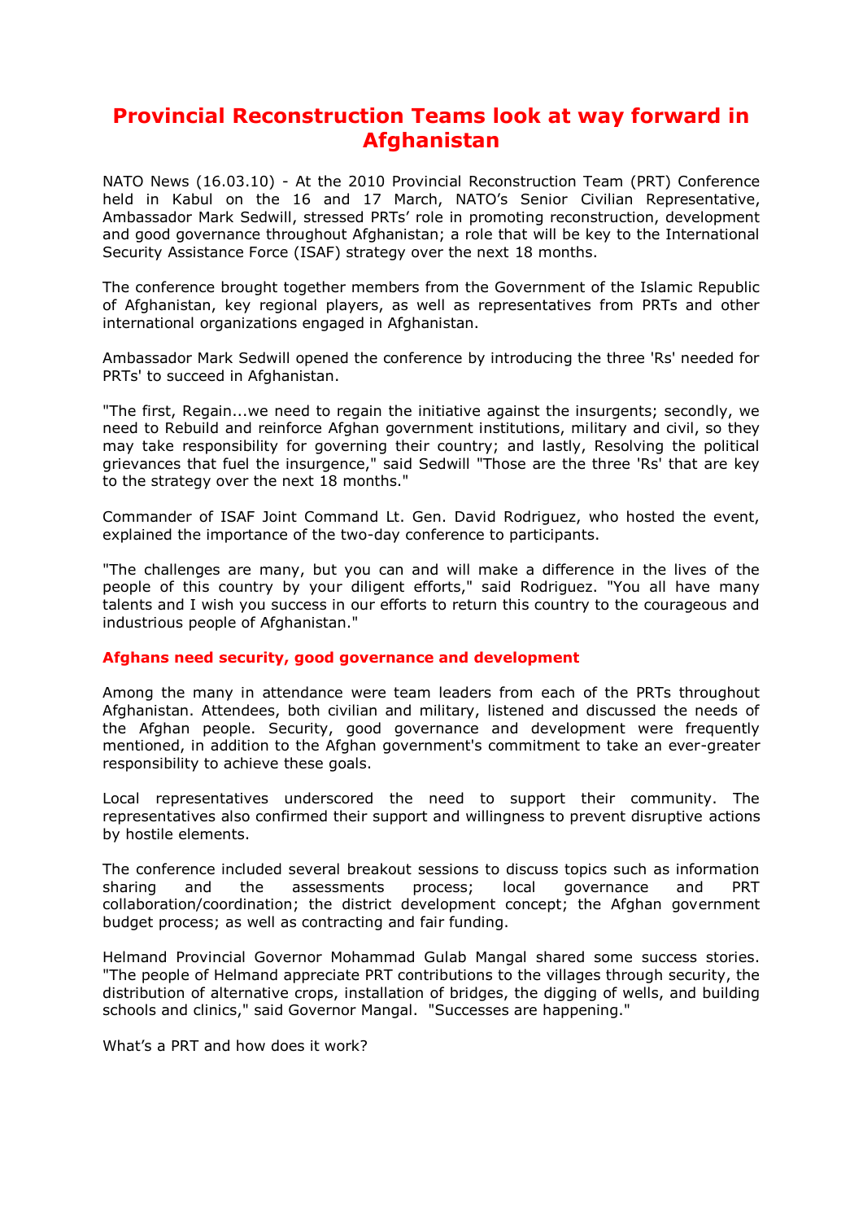# Provincial Reconstruction Teams look at way forward in Afghanistan

NATO News (16.03.10) - At the 2010 Provincial Reconstruction Team (PRT) Conference held in Kabul on the 16 and 17 March, NATO's Senior Civilian Representative, Ambassador Mark Sedwill, stressed PRTs' role in promoting reconstruction, development and good governance throughout Afghanistan; a role that will be key to the International Security Assistance Force (ISAF) strategy over the next 18 months.

The conference brought together members from the Government of the Islamic Republic of Afghanistan, key regional players, as well as representatives from PRTs and other international organizations engaged in Afghanistan.

Ambassador Mark Sedwill opened the conference by introducing the three 'Rs' needed for PRTs' to succeed in Afghanistan.

"The first, Regain...we need to regain the initiative against the insurgents; secondly, we need to Rebuild and reinforce Afghan government institutions, military and civil, so they may take responsibility for governing their country; and lastly, Resolving the political grievances that fuel the insurgence," said Sedwill "Those are the three 'Rs' that are key to the strategy over the next 18 months."

Commander of ISAF Joint Command Lt. Gen. David Rodriguez, who hosted the event, explained the importance of the two-day conference to participants.

"The challenges are many, but you can and will make a difference in the lives of the people of this country by your diligent efforts," said Rodriguez. "You all have many talents and I wish you success in our efforts to return this country to the courageous and industrious people of Afghanistan."

## Afghans need security, good governance and development

Among the many in attendance were team leaders from each of the PRTs throughout Afghanistan. Attendees, both civilian and military, listened and discussed the needs of the Afghan people. Security, good governance and development were frequently mentioned, in addition to the Afghan government's commitment to take an ever-greater responsibility to achieve these goals.

Local representatives underscored the need to support their community. The representatives also confirmed their support and willingness to prevent disruptive actions by hostile elements.

The conference included several breakout sessions to discuss topics such as information sharing and the assessments process; local governance and PRT collaboration/coordination; the district development concept; the Afghan government budget process; as well as contracting and fair funding.

Helmand Provincial Governor Mohammad Gulab Mangal shared some success stories. "The people of Helmand appreciate PRT contributions to the villages through security, the distribution of alternative crops, installation of bridges, the digging of wells, and building schools and clinics," said Governor Mangal. "Successes are happening."

What's a PRT and how does it work?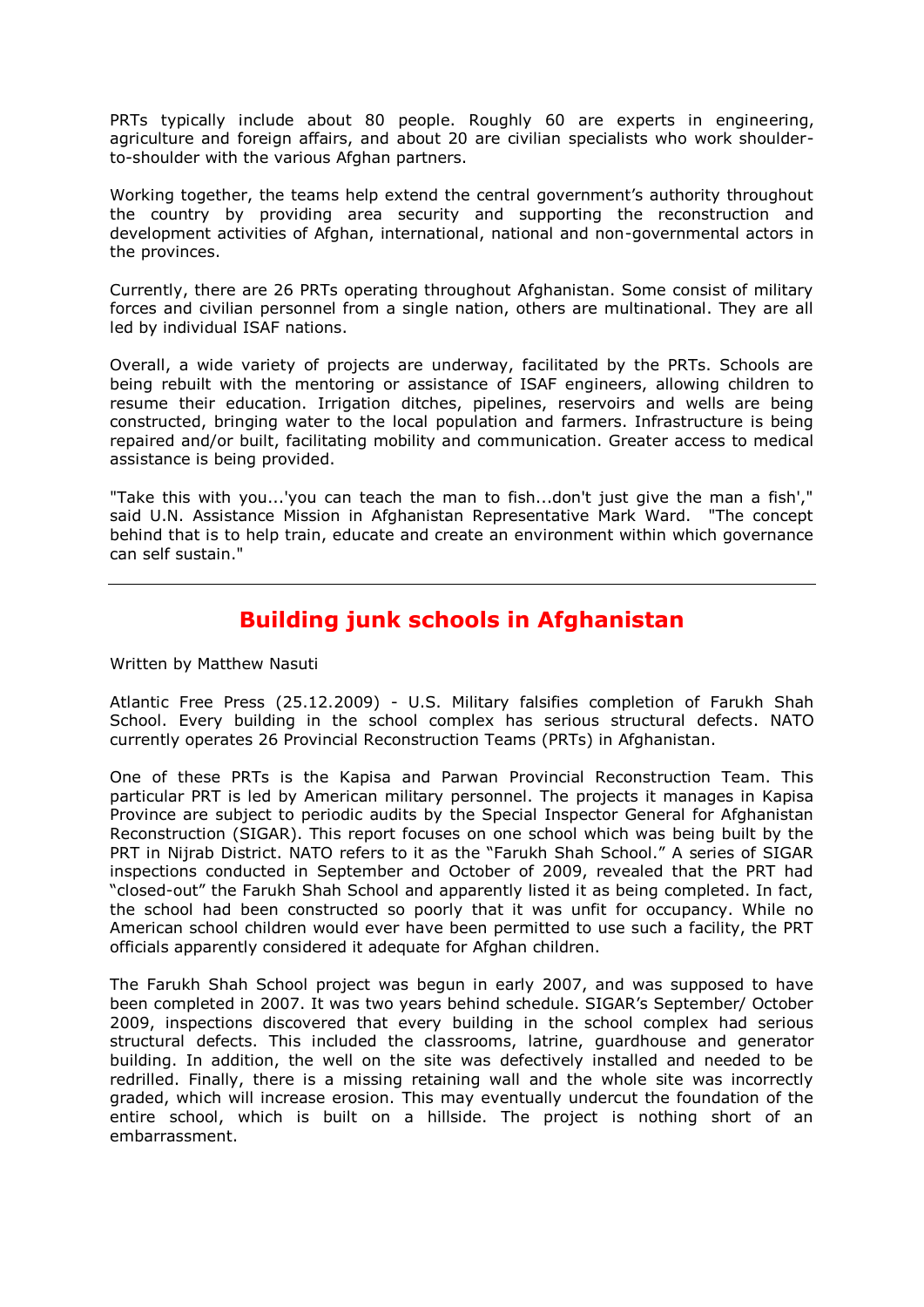PRTs typically include about 80 people. Roughly 60 are experts in engineering, agriculture and foreign affairs, and about 20 are civilian specialists who work shoulder-to-shoulder with the various Afghan partners.

Working together, the teams help extend the central government's authority throughout the country by providing area security and supporting the reconstruction and development activities of Afghan, international, national and non-governmental actors in the provinces.

Currently, there are 26 PRTs operating throughout Afghanistan. Some consist of military forces and civilian personnel from a single nation, others are multinational. They are all led by individual ISAF nations.

Overall, a wide variety of projects are underway, facilitated by the PRTs. Schools are being rebuilt with the mentoring or assistance of ISAF engineers, allowing children to resume their education. Irrigation ditches, pipelines, reservoirs and wells are being constructed, bringing water to the local population and farmers. Infrastructure is being repaired and/or built, facilitating mobility and communication. Greater access to medical assistance is being provided.

"Take this with you...'you can teach the man to fish...don't just give the man a fish'," said U.N. Assistance Mission in Afghanistan Representative Mark Ward. "The concept behind that is to help train, educate and create an environment within which governance can self sustain."

---

## Building junk schools in Afghanistan

Written by Matthew Nasuti

Atlantic Free Press (25.12.2009) - U.S. Military falsifies completion of Farukh Shah School. Every building in the school complex has serious structural defects. NATO currently operates 26 Provincial Reconstruction Teams (PRTs) in Afghanistan.

One of these PRTs is the Kapisa and Parwan Provincial Reconstruction Team. This particular PRT is led by American military personnel. The projects it manages in Kapisa Province are subject to periodic audits by the Special Inspector General for Afghanistan Reconstruction (SIGAR). This report focuses on one school which was being built by the PRT in Nijrab District. NATO refers to it as the "Farukh Shah School." A series of SIGAR inspections conducted in September and October of 2009, revealed that the PRT had "closed-out" the Farukh Shah School and apparently listed it as being completed. In fact, the school had been constructed so poorly that it was unfit for occupancy. While no American school children would ever have been permitted to use such a facility, the PRT officials apparently considered it adequate for Afghan children.

The Farukh Shah School project was begun in early 2007, and was supposed to have been completed in 2007. It was two years behind schedule. SIGAR's September/ October 2009, inspections discovered that every building in the school complex had serious structural defects. This included the classrooms, latrine, guardhouse and generator building. In addition, the well on the site was defectively installed and needed to be redrilled. Finally, there is a missing retaining wall and the whole site was incorrectly graded, which will increase erosion. This may eventually undercut the foundation of the entire school, which is built on a hillside. The project is nothing short of an embarrassment.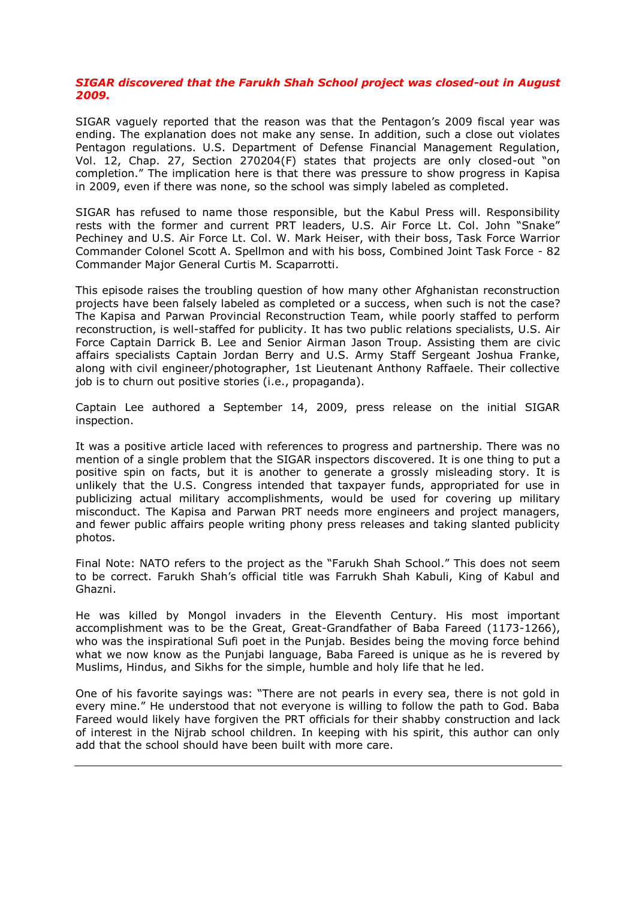***SIGAR discovered that the Farukh Shah School project was closed-out in August 2009.***

SIGAR vaguely reported that the reason was that the Pentagon's 2009 fiscal year was ending. The explanation does not make any sense. In addition, such a close out violates Pentagon regulations. U.S. Department of Defense Financial Management Regulation, Vol. 12, Chap. 27, Section 270204(F) states that projects are only closed-out "on completion." The implication here is that there was pressure to show progress in Kapisa in 2009, even if there was none, so the school was simply labeled as completed.

SIGAR has refused to name those responsible, but the Kabul Press will. Responsibility rests with the former and current PRT leaders, U.S. Air Force Lt. Col. John "Snake" Pechiney and U.S. Air Force Lt. Col. W. Mark Heiser, with their boss, Task Force Warrior Commander Colonel Scott A. Spellmon and with his boss, Combined Joint Task Force - 82 Commander Major General Curtis M. Scaparrotti.

This episode raises the troubling question of how many other Afghanistan reconstruction projects have been falsely labeled as completed or a success, when such is not the case? The Kapisa and Parwan Provincial Reconstruction Team, while poorly staffed to perform reconstruction, is well-staffed for publicity. It has two public relations specialists, U.S. Air Force Captain Darrick B. Lee and Senior Airman Jason Troup. Assisting them are civic affairs specialists Captain Jordan Berry and U.S. Army Staff Sergeant Joshua Franke, along with civil engineer/photographer, 1st Lieutenant Anthony Raffaele. Their collective job is to churn out positive stories (i.e., propaganda).

Captain Lee authored a September 14, 2009, press release on the initial SIGAR inspection.

It was a positive article laced with references to progress and partnership. There was no mention of a single problem that the SIGAR inspectors discovered. It is one thing to put a positive spin on facts, but it is another to generate a grossly misleading story. It is unlikely that the U.S. Congress intended that taxpayer funds, appropriated for use in publicizing actual military accomplishments, would be used for covering up military misconduct. The Kapisa and Parwan PRT needs more engineers and project managers, and fewer public affairs people writing phony press releases and taking slanted publicity photos.

Final Note: NATO refers to the project as the "Farukh Shah School." This does not seem to be correct. Farukh Shah's official title was Farrukh Shah Kabuli, King of Kabul and Ghazni.

He was killed by Mongol invaders in the Eleventh Century. His most important accomplishment was to be the Great, Great-Grandfather of Baba Fareed (1173-1266), who was the inspirational Sufi poet in the Punjab. Besides being the moving force behind what we now know as the Punjabi language, Baba Fareed is unique as he is revered by Muslims, Hindus, and Sikhs for the simple, humble and holy life that he led.

One of his favorite sayings was: "There are not pearls in every sea, there is not gold in every mine." He understood that not everyone is willing to follow the path to God. Baba Fareed would likely have forgiven the PRT officials for their shabby construction and lack of interest in the Nijrab school children. In keeping with his spirit, this author can only add that the school should have been built with more care.

---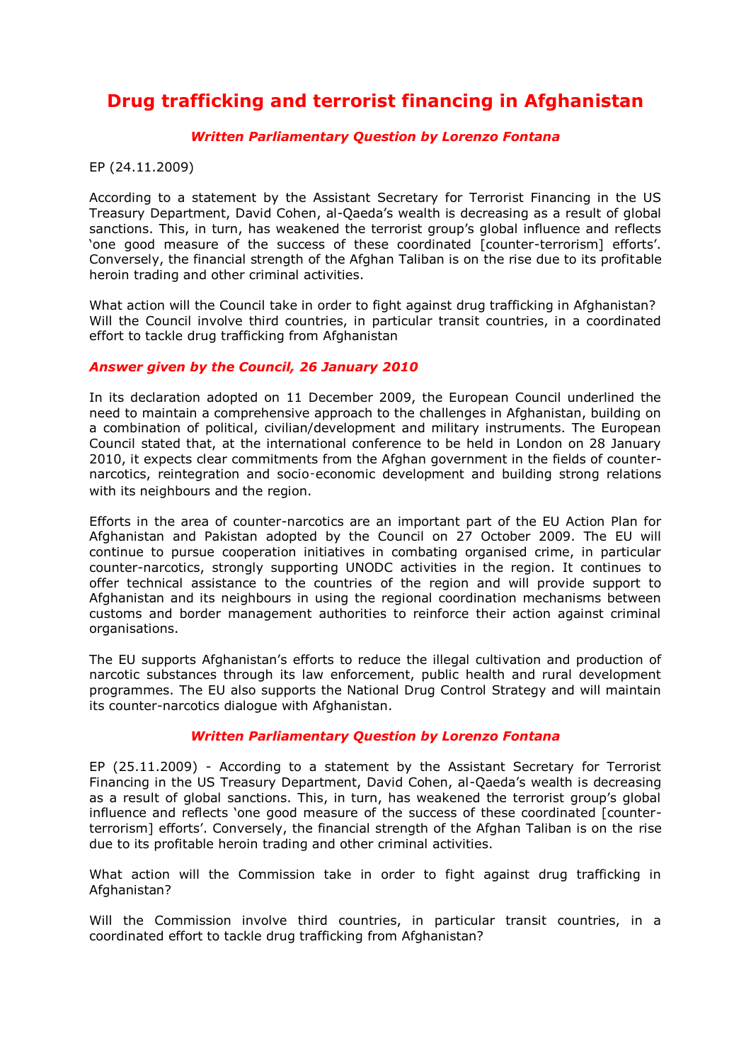# Drug trafficking and terrorist financing in Afghanistan

### *Written Parliamentary Question by Lorenzo Fontana*

EP (24.11.2009)

According to a statement by the Assistant Secretary for Terrorist Financing in the US Treasury Department, David Cohen, al-Qaeda's wealth is decreasing as a result of global sanctions. This, in turn, has weakened the terrorist group's global influence and reflects 'one good measure of the success of these coordinated [counter-terrorism] efforts'. Conversely, the financial strength of the Afghan Taliban is on the rise due to its profitable heroin trading and other criminal activities.

What action will the Council take in order to fight against drug trafficking in Afghanistan? Will the Council involve third countries, in particular transit countries, in a coordinated effort to tackle drug trafficking from Afghanistan

### *Answer given by the Council, 26 January 2010*

In its declaration adopted on 11 December 2009, the European Council underlined the need to maintain a comprehensive approach to the challenges in Afghanistan, building on a combination of political, civilian/development and military instruments. The European Council stated that, at the international conference to be held in London on 28 January 2010, it expects clear commitments from the Afghan government in the fields of counter-narcotics, reintegration and socio-economic development and building strong relations with its neighbours and the region.

Efforts in the area of counter-narcotics are an important part of the EU Action Plan for Afghanistan and Pakistan adopted by the Council on 27 October 2009. The EU will continue to pursue cooperation initiatives in combating organised crime, in particular counter-narcotics, strongly supporting UNODC activities in the region. It continues to offer technical assistance to the countries of the region and will provide support to Afghanistan and its neighbours in using the regional coordination mechanisms between customs and border management authorities to reinforce their action against criminal organisations.

The EU supports Afghanistan's efforts to reduce the illegal cultivation and production of narcotic substances through its law enforcement, public health and rural development programmes. The EU also supports the National Drug Control Strategy and will maintain its counter-narcotics dialogue with Afghanistan.

### *Written Parliamentary Question by Lorenzo Fontana*

EP (25.11.2009) - According to a statement by the Assistant Secretary for Terrorist Financing in the US Treasury Department, David Cohen, al-Qaeda's wealth is decreasing as a result of global sanctions. This, in turn, has weakened the terrorist group's global influence and reflects 'one good measure of the success of these coordinated [counter-terrorism] efforts'. Conversely, the financial strength of the Afghan Taliban is on the rise due to its profitable heroin trading and other criminal activities.

What action will the Commission take in order to fight against drug trafficking in Afghanistan?

Will the Commission involve third countries, in particular transit countries, in a coordinated effort to tackle drug trafficking from Afghanistan?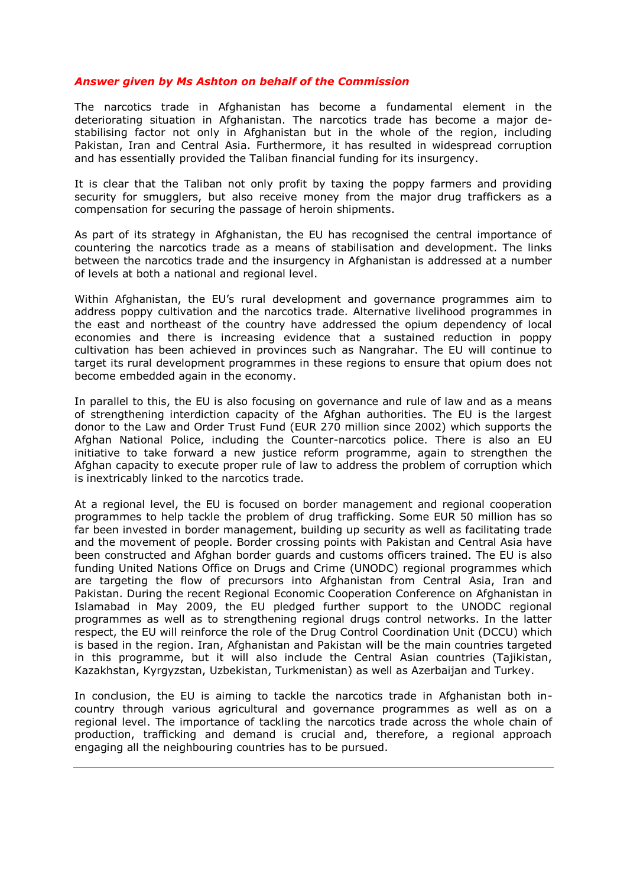***Answer given by Ms Ashton on behalf of the Commission***

The narcotics trade in Afghanistan has become a fundamental element in the deteriorating situation in Afghanistan. The narcotics trade has become a major de-stabilising factor not only in Afghanistan but in the whole of the region, including Pakistan, Iran and Central Asia. Furthermore, it has resulted in widespread corruption and has essentially provided the Taliban financial funding for its insurgency.

It is clear that the Taliban not only profit by taxing the poppy farmers and providing security for smugglers, but also receive money from the major drug traffickers as a compensation for securing the passage of heroin shipments.

As part of its strategy in Afghanistan, the EU has recognised the central importance of countering the narcotics trade as a means of stabilisation and development. The links between the narcotics trade and the insurgency in Afghanistan is addressed at a number of levels at both a national and regional level.

Within Afghanistan, the EU's rural development and governance programmes aim to address poppy cultivation and the narcotics trade. Alternative livelihood programmes in the east and northeast of the country have addressed the opium dependency of local economies and there is increasing evidence that a sustained reduction in poppy cultivation has been achieved in provinces such as Nangrahar. The EU will continue to target its rural development programmes in these regions to ensure that opium does not become embedded again in the economy.

In parallel to this, the EU is also focusing on governance and rule of law and as a means of strengthening interdiction capacity of the Afghan authorities. The EU is the largest donor to the Law and Order Trust Fund (EUR 270 million since 2002) which supports the Afghan National Police, including the Counter-narcotics police. There is also an EU initiative to take forward a new justice reform programme, again to strengthen the Afghan capacity to execute proper rule of law to address the problem of corruption which is inextricably linked to the narcotics trade.

At a regional level, the EU is focused on border management and regional cooperation programmes to help tackle the problem of drug trafficking. Some EUR 50 million has so far been invested in border management, building up security as well as facilitating trade and the movement of people. Border crossing points with Pakistan and Central Asia have been constructed and Afghan border guards and customs officers trained. The EU is also funding United Nations Office on Drugs and Crime (UNODC) regional programmes which are targeting the flow of precursors into Afghanistan from Central Asia, Iran and Pakistan. During the recent Regional Economic Cooperation Conference on Afghanistan in Islamabad in May 2009, the EU pledged further support to the UNODC regional programmes as well as to strengthening regional drugs control networks. In the latter respect, the EU will reinforce the role of the Drug Control Coordination Unit (DCCU) which is based in the region. Iran, Afghanistan and Pakistan will be the main countries targeted in this programme, but it will also include the Central Asian countries (Tajikistan, Kazakhstan, Kyrgyzstan, Uzbekistan, Turkmenistan) as well as Azerbaijan and Turkey.

In conclusion, the EU is aiming to tackle the narcotics trade in Afghanistan both in-country through various agricultural and governance programmes as well as on a regional level. The importance of tackling the narcotics trade across the whole chain of production, trafficking and demand is crucial and, therefore, a regional approach engaging all the neighbouring countries has to be pursued.

---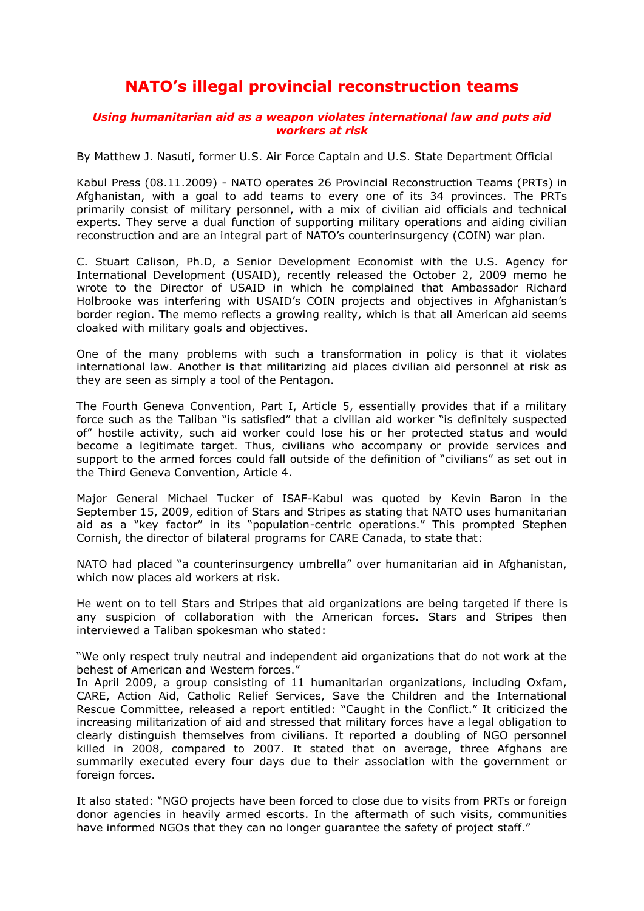# NATO's illegal provincial reconstruction teams

***Using humanitarian aid as a weapon violates international law and puts aid workers at risk***

By Matthew J. Nasuti, former U.S. Air Force Captain and U.S. State Department Official

Kabul Press (08.11.2009) - NATO operates 26 Provincial Reconstruction Teams (PRTs) in Afghanistan, with a goal to add teams to every one of its 34 provinces. The PRTs primarily consist of military personnel, with a mix of civilian aid officials and technical experts. They serve a dual function of supporting military operations and aiding civilian reconstruction and are an integral part of NATO's counterinsurgency (COIN) war plan.

C. Stuart Calison, Ph.D, a Senior Development Economist with the U.S. Agency for International Development (USAID), recently released the October 2, 2009 memo he wrote to the Director of USAID in which he complained that Ambassador Richard Holbrooke was interfering with USAID's COIN projects and objectives in Afghanistan's border region. The memo reflects a growing reality, which is that all American aid seems cloaked with military goals and objectives.

One of the many problems with such a transformation in policy is that it violates international law. Another is that militarizing aid places civilian aid personnel at risk as they are seen as simply a tool of the Pentagon.

The Fourth Geneva Convention, Part I, Article 5, essentially provides that if a military force such as the Taliban "is satisfied" that a civilian aid worker "is definitely suspected of" hostile activity, such aid worker could lose his or her protected status and would become a legitimate target. Thus, civilians who accompany or provide services and support to the armed forces could fall outside of the definition of "civilians" as set out in the Third Geneva Convention, Article 4.

Major General Michael Tucker of ISAF-Kabul was quoted by Kevin Baron in the September 15, 2009, edition of Stars and Stripes as stating that NATO uses humanitarian aid as a "key factor" in its "population-centric operations." This prompted Stephen Cornish, the director of bilateral programs for CARE Canada, to state that:

NATO had placed "a counterinsurgency umbrella" over humanitarian aid in Afghanistan, which now places aid workers at risk.

He went on to tell Stars and Stripes that aid organizations are being targeted if there is any suspicion of collaboration with the American forces. Stars and Stripes then interviewed a Taliban spokesman who stated:

"We only respect truly neutral and independent aid organizations that do not work at the behest of American and Western forces."

In April 2009, a group consisting of 11 humanitarian organizations, including Oxfam, CARE, Action Aid, Catholic Relief Services, Save the Children and the International Rescue Committee, released a report entitled: "Caught in the Conflict." It criticized the increasing militarization of aid and stressed that military forces have a legal obligation to clearly distinguish themselves from civilians. It reported a doubling of NGO personnel killed in 2008, compared to 2007. It stated that on average, three Afghans are summarily executed every four days due to their association with the government or foreign forces.

It also stated: "NGO projects have been forced to close due to visits from PRTs or foreign donor agencies in heavily armed escorts. In the aftermath of such visits, communities have informed NGOs that they can no longer guarantee the safety of project staff."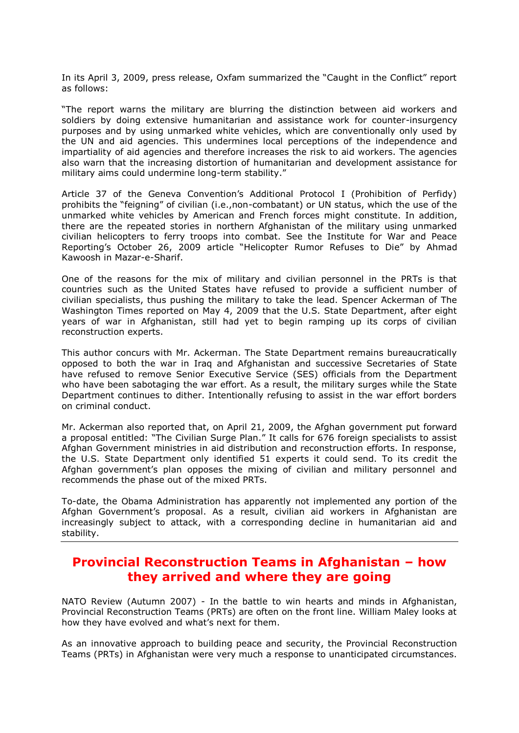In its April 3, 2009, press release, Oxfam summarized the "Caught in the Conflict" report as follows:

"The report warns the military are blurring the distinction between aid workers and soldiers by doing extensive humanitarian and assistance work for counter-insurgency purposes and by using unmarked white vehicles, which are conventionally only used by the UN and aid agencies. This undermines local perceptions of the independence and impartiality of aid agencies and therefore increases the risk to aid workers. The agencies also warn that the increasing distortion of humanitarian and development assistance for military aims could undermine long-term stability."

Article 37 of the Geneva Convention's Additional Protocol I (Prohibition of Perfidy) prohibits the "feigning" of civilian (i.e.,non-combatant) or UN status, which the use of the unmarked white vehicles by American and French forces might constitute. In addition, there are the repeated stories in northern Afghanistan of the military using unmarked civilian helicopters to ferry troops into combat. See the Institute for War and Peace Reporting's October 26, 2009 article "Helicopter Rumor Refuses to Die" by Ahmad Kawoosh in Mazar-e-Sharif.

One of the reasons for the mix of military and civilian personnel in the PRTs is that countries such as the United States have refused to provide a sufficient number of civilian specialists, thus pushing the military to take the lead. Spencer Ackerman of The Washington Times reported on May 4, 2009 that the U.S. State Department, after eight years of war in Afghanistan, still had yet to begin ramping up its corps of civilian reconstruction experts.

This author concurs with Mr. Ackerman. The State Department remains bureaucratically opposed to both the war in Iraq and Afghanistan and successive Secretaries of State have refused to remove Senior Executive Service (SES) officials from the Department who have been sabotaging the war effort. As a result, the military surges while the State Department continues to dither. Intentionally refusing to assist in the war effort borders on criminal conduct.

Mr. Ackerman also reported that, on April 21, 2009, the Afghan government put forward a proposal entitled: "The Civilian Surge Plan." It calls for 676 foreign specialists to assist Afghan Government ministries in aid distribution and reconstruction efforts. In response, the U.S. State Department only identified 51 experts it could send. To its credit the Afghan government's plan opposes the mixing of civilian and military personnel and recommends the phase out of the mixed PRTs.

To-date, the Obama Administration has apparently not implemented any portion of the Afghan Government's proposal. As a result, civilian aid workers in Afghanistan are increasingly subject to attack, with a corresponding decline in humanitarian aid and stability.

---

## Provincial Reconstruction Teams in Afghanistan – how they arrived and where they are going

NATO Review (Autumn 2007) - In the battle to win hearts and minds in Afghanistan, Provincial Reconstruction Teams (PRTs) are often on the front line. William Maley looks at how they have evolved and what's next for them.

As an innovative approach to building peace and security, the Provincial Reconstruction Teams (PRTs) in Afghanistan were very much a response to unanticipated circumstances.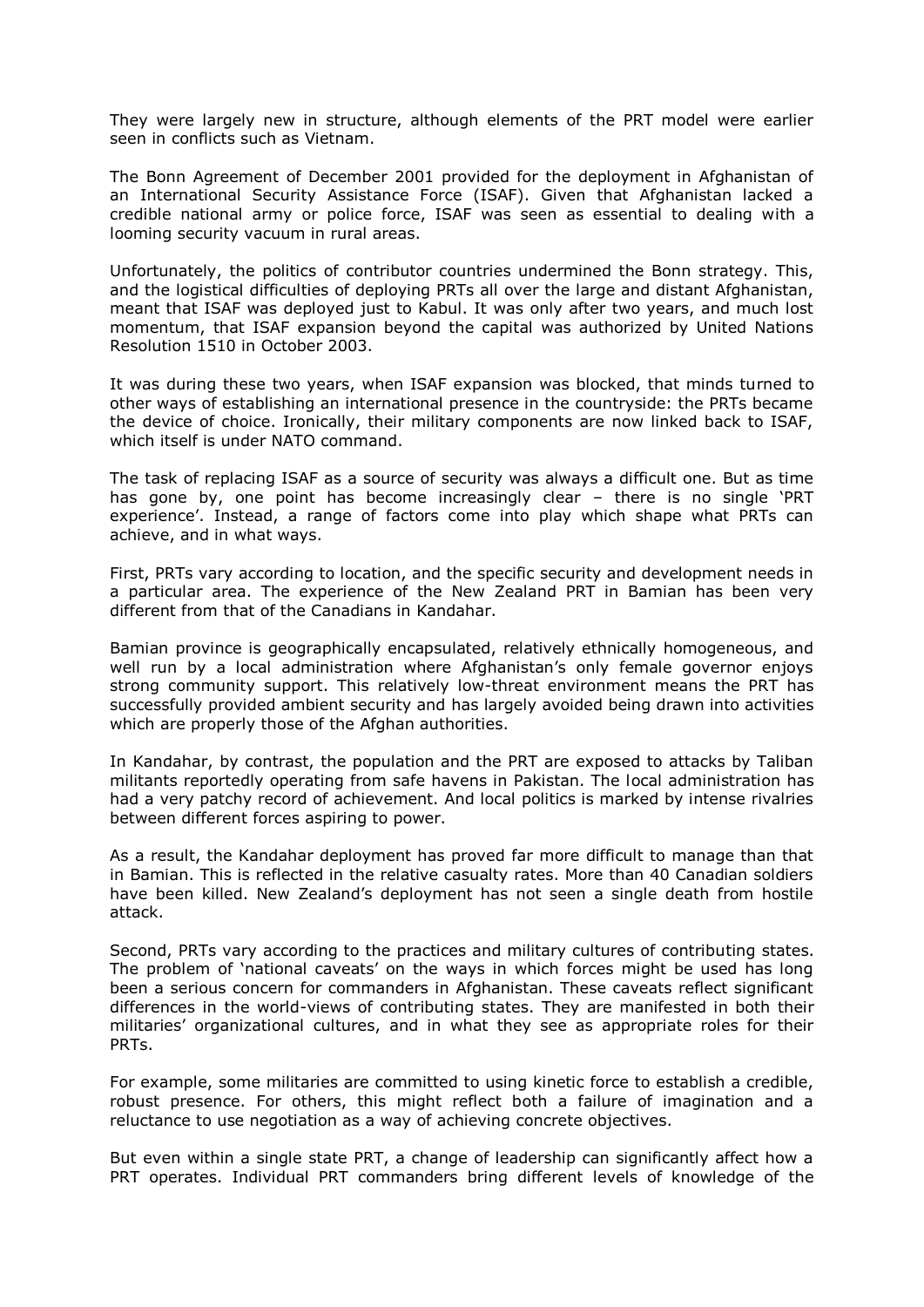They were largely new in structure, although elements of the PRT model were earlier seen in conflicts such as Vietnam.

The Bonn Agreement of December 2001 provided for the deployment in Afghanistan of an International Security Assistance Force (ISAF). Given that Afghanistan lacked a credible national army or police force, ISAF was seen as essential to dealing with a looming security vacuum in rural areas.

Unfortunately, the politics of contributor countries undermined the Bonn strategy. This, and the logistical difficulties of deploying PRTs all over the large and distant Afghanistan, meant that ISAF was deployed just to Kabul. It was only after two years, and much lost momentum, that ISAF expansion beyond the capital was authorized by United Nations Resolution 1510 in October 2003.

It was during these two years, when ISAF expansion was blocked, that minds turned to other ways of establishing an international presence in the countryside: the PRTs became the device of choice. Ironically, their military components are now linked back to ISAF, which itself is under NATO command.

The task of replacing ISAF as a source of security was always a difficult one. But as time has gone by, one point has become increasingly clear – there is no single 'PRT experience'. Instead, a range of factors come into play which shape what PRTs can achieve, and in what ways.

First, PRTs vary according to location, and the specific security and development needs in a particular area. The experience of the New Zealand PRT in Bamian has been very different from that of the Canadians in Kandahar.

Bamian province is geographically encapsulated, relatively ethnically homogeneous, and well run by a local administration where Afghanistan's only female governor enjoys strong community support. This relatively low-threat environment means the PRT has successfully provided ambient security and has largely avoided being drawn into activities which are properly those of the Afghan authorities.

In Kandahar, by contrast, the population and the PRT are exposed to attacks by Taliban militants reportedly operating from safe havens in Pakistan. The local administration has had a very patchy record of achievement. And local politics is marked by intense rivalries between different forces aspiring to power.

As a result, the Kandahar deployment has proved far more difficult to manage than that in Bamian. This is reflected in the relative casualty rates. More than 40 Canadian soldiers have been killed. New Zealand's deployment has not seen a single death from hostile attack.

Second, PRTs vary according to the practices and military cultures of contributing states. The problem of 'national caveats' on the ways in which forces might be used has long been a serious concern for commanders in Afghanistan. These caveats reflect significant differences in the world-views of contributing states. They are manifested in both their militaries' organizational cultures, and in what they see as appropriate roles for their PRTs.

For example, some militaries are committed to using kinetic force to establish a credible, robust presence. For others, this might reflect both a failure of imagination and a reluctance to use negotiation as a way of achieving concrete objectives.

But even within a single state PRT, a change of leadership can significantly affect how a PRT operates. Individual PRT commanders bring different levels of knowledge of the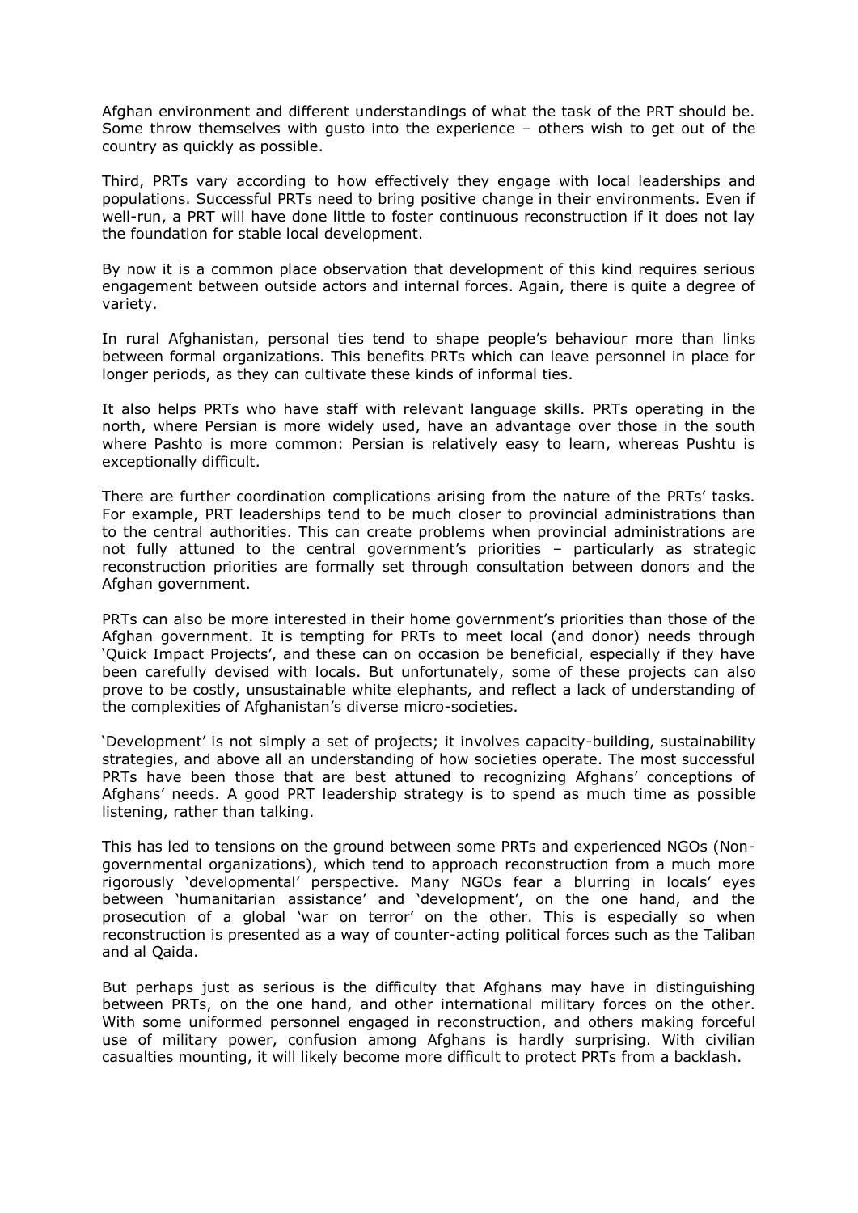Afghan environment and different understandings of what the task of the PRT should be. Some throw themselves with gusto into the experience – others wish to get out of the country as quickly as possible.

Third, PRTs vary according to how effectively they engage with local leaderships and populations. Successful PRTs need to bring positive change in their environments. Even if well-run, a PRT will have done little to foster continuous reconstruction if it does not lay the foundation for stable local development.

By now it is a common place observation that development of this kind requires serious engagement between outside actors and internal forces. Again, there is quite a degree of variety.

In rural Afghanistan, personal ties tend to shape people's behaviour more than links between formal organizations. This benefits PRTs which can leave personnel in place for longer periods, as they can cultivate these kinds of informal ties.

It also helps PRTs who have staff with relevant language skills. PRTs operating in the north, where Persian is more widely used, have an advantage over those in the south where Pashto is more common: Persian is relatively easy to learn, whereas Pushtu is exceptionally difficult.

There are further coordination complications arising from the nature of the PRTs' tasks. For example, PRT leaderships tend to be much closer to provincial administrations than to the central authorities. This can create problems when provincial administrations are not fully attuned to the central government's priorities – particularly as strategic reconstruction priorities are formally set through consultation between donors and the Afghan government.

PRTs can also be more interested in their home government's priorities than those of the Afghan government. It is tempting for PRTs to meet local (and donor) needs through 'Quick Impact Projects', and these can on occasion be beneficial, especially if they have been carefully devised with locals. But unfortunately, some of these projects can also prove to be costly, unsustainable white elephants, and reflect a lack of understanding of the complexities of Afghanistan's diverse micro-societies.

'Development' is not simply a set of projects; it involves capacity-building, sustainability strategies, and above all an understanding of how societies operate. The most successful PRTs have been those that are best attuned to recognizing Afghans' conceptions of Afghans' needs. A good PRT leadership strategy is to spend as much time as possible listening, rather than talking.

This has led to tensions on the ground between some PRTs and experienced NGOs (Non-governmental organizations), which tend to approach reconstruction from a much more rigorously 'developmental' perspective. Many NGOs fear a blurring in locals' eyes between 'humanitarian assistance' and 'development', on the one hand, and the prosecution of a global 'war on terror' on the other. This is especially so when reconstruction is presented as a way of counter-acting political forces such as the Taliban and al Qaida.

But perhaps just as serious is the difficulty that Afghans may have in distinguishing between PRTs, on the one hand, and other international military forces on the other. With some uniformed personnel engaged in reconstruction, and others making forceful use of military power, confusion among Afghans is hardly surprising. With civilian casualties mounting, it will likely become more difficult to protect PRTs from a backlash.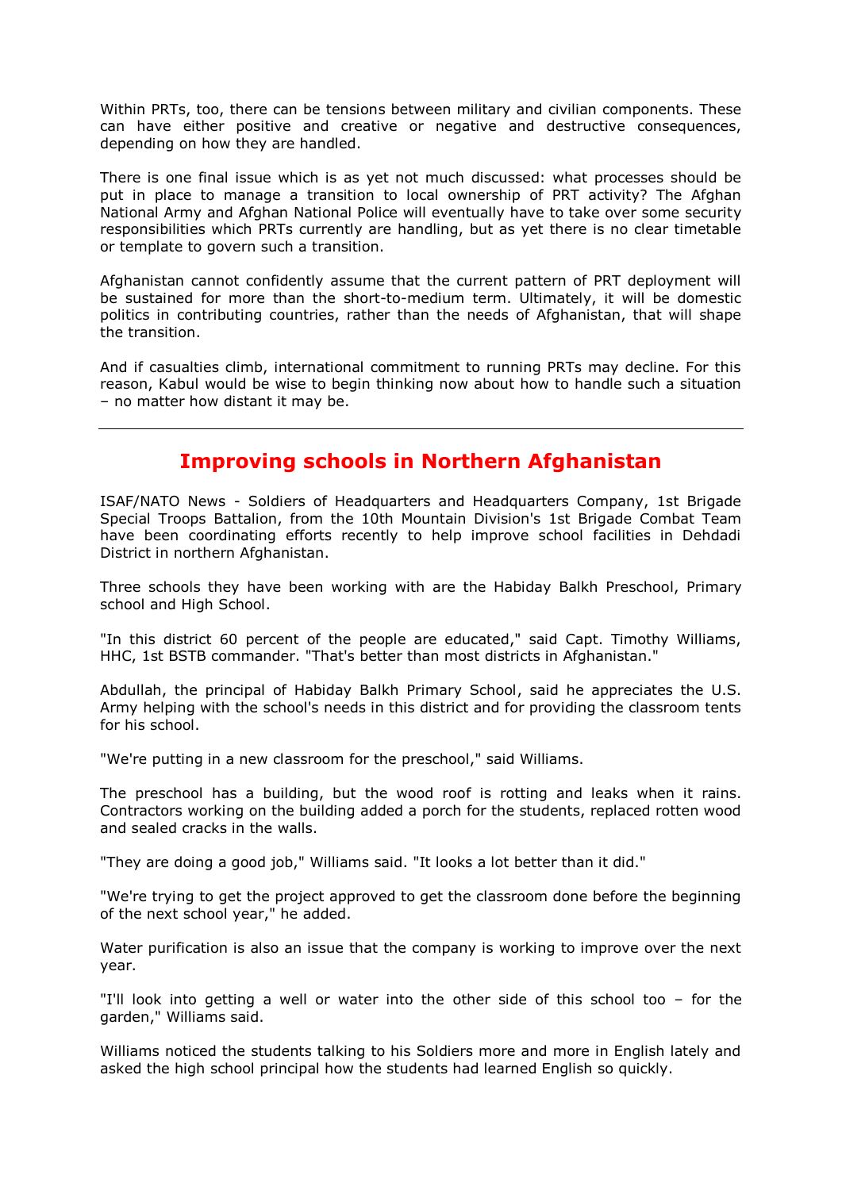Within PRTs, too, there can be tensions between military and civilian components. These can have either positive and creative or negative and destructive consequences, depending on how they are handled.

There is one final issue which is as yet not much discussed: what processes should be put in place to manage a transition to local ownership of PRT activity? The Afghan National Army and Afghan National Police will eventually have to take over some security responsibilities which PRTs currently are handling, but as yet there is no clear timetable or template to govern such a transition.

Afghanistan cannot confidently assume that the current pattern of PRT deployment will be sustained for more than the short-to-medium term. Ultimately, it will be domestic politics in contributing countries, rather than the needs of Afghanistan, that will shape the transition.

And if casualties climb, international commitment to running PRTs may decline. For this reason, Kabul would be wise to begin thinking now about how to handle such a situation – no matter how distant it may be.

---

## Improving schools in Northern Afghanistan

ISAF/NATO News - Soldiers of Headquarters and Headquarters Company, 1st Brigade Special Troops Battalion, from the 10th Mountain Division's 1st Brigade Combat Team have been coordinating efforts recently to help improve school facilities in Dehdadi District in northern Afghanistan.

Three schools they have been working with are the Habiday Balkh Preschool, Primary school and High School.

"In this district 60 percent of the people are educated," said Capt. Timothy Williams, HHC, 1st BSTB commander. "That's better than most districts in Afghanistan."

Abdullah, the principal of Habiday Balkh Primary School, said he appreciates the U.S. Army helping with the school's needs in this district and for providing the classroom tents for his school.

"We're putting in a new classroom for the preschool," said Williams.

The preschool has a building, but the wood roof is rotting and leaks when it rains. Contractors working on the building added a porch for the students, replaced rotten wood and sealed cracks in the walls.

"They are doing a good job," Williams said. "It looks a lot better than it did."

"We're trying to get the project approved to get the classroom done before the beginning of the next school year," he added.

Water purification is also an issue that the company is working to improve over the next year.

"I'll look into getting a well or water into the other side of this school too – for the garden," Williams said.

Williams noticed the students talking to his Soldiers more and more in English lately and asked the high school principal how the students had learned English so quickly.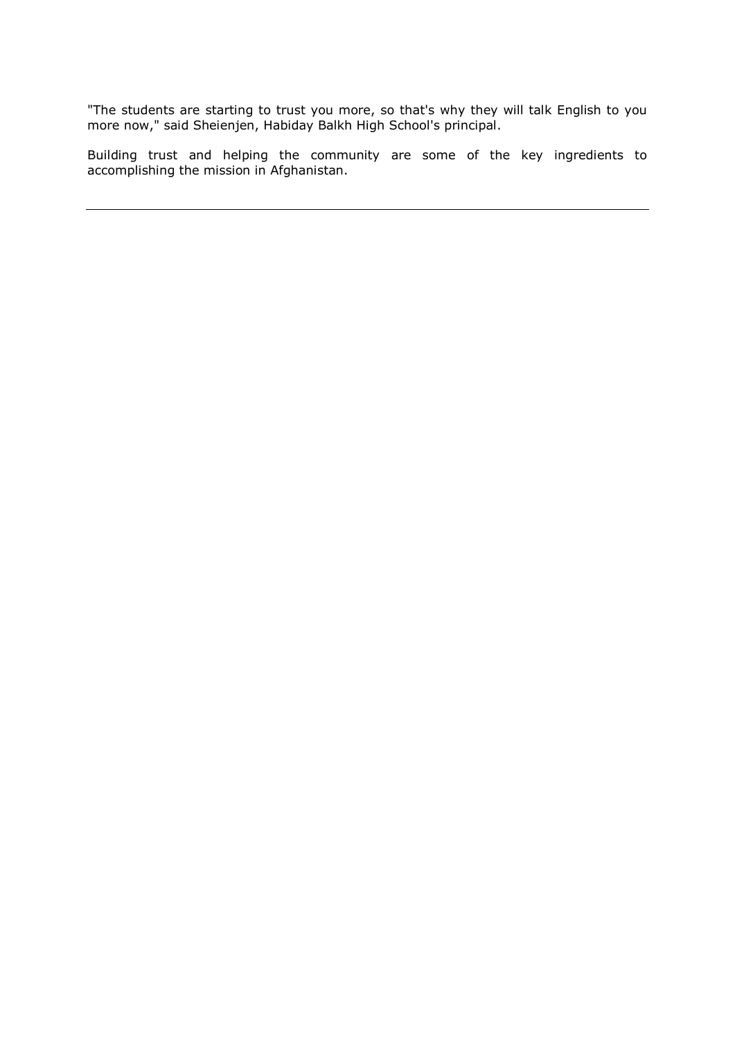"The students are starting to trust you more, so that's why they will talk English to you more now," said Sheienjen, Habiday Balkh High School's principal.

Building trust and helping the community are some of the key ingredients to accomplishing the mission in Afghanistan.

---